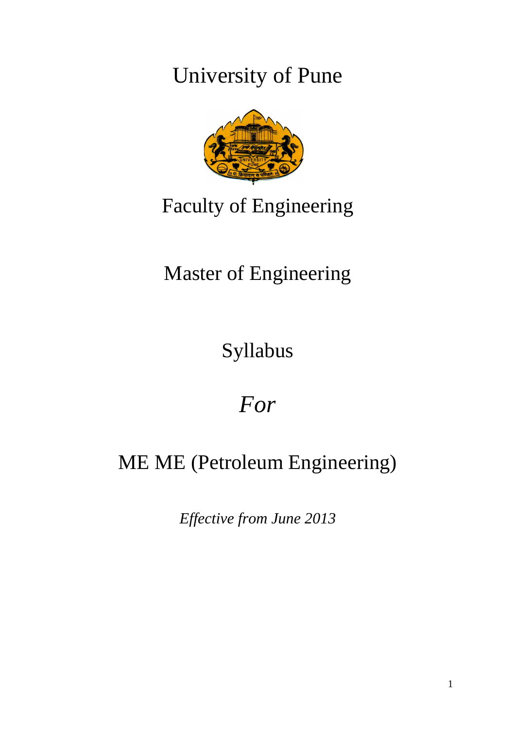# University of Pune

## Faculty of Engineering

## Master of Engineering

## Syllabus

## *For*

## ME ME (Petroleum Engineering)

*Effective from June 2013*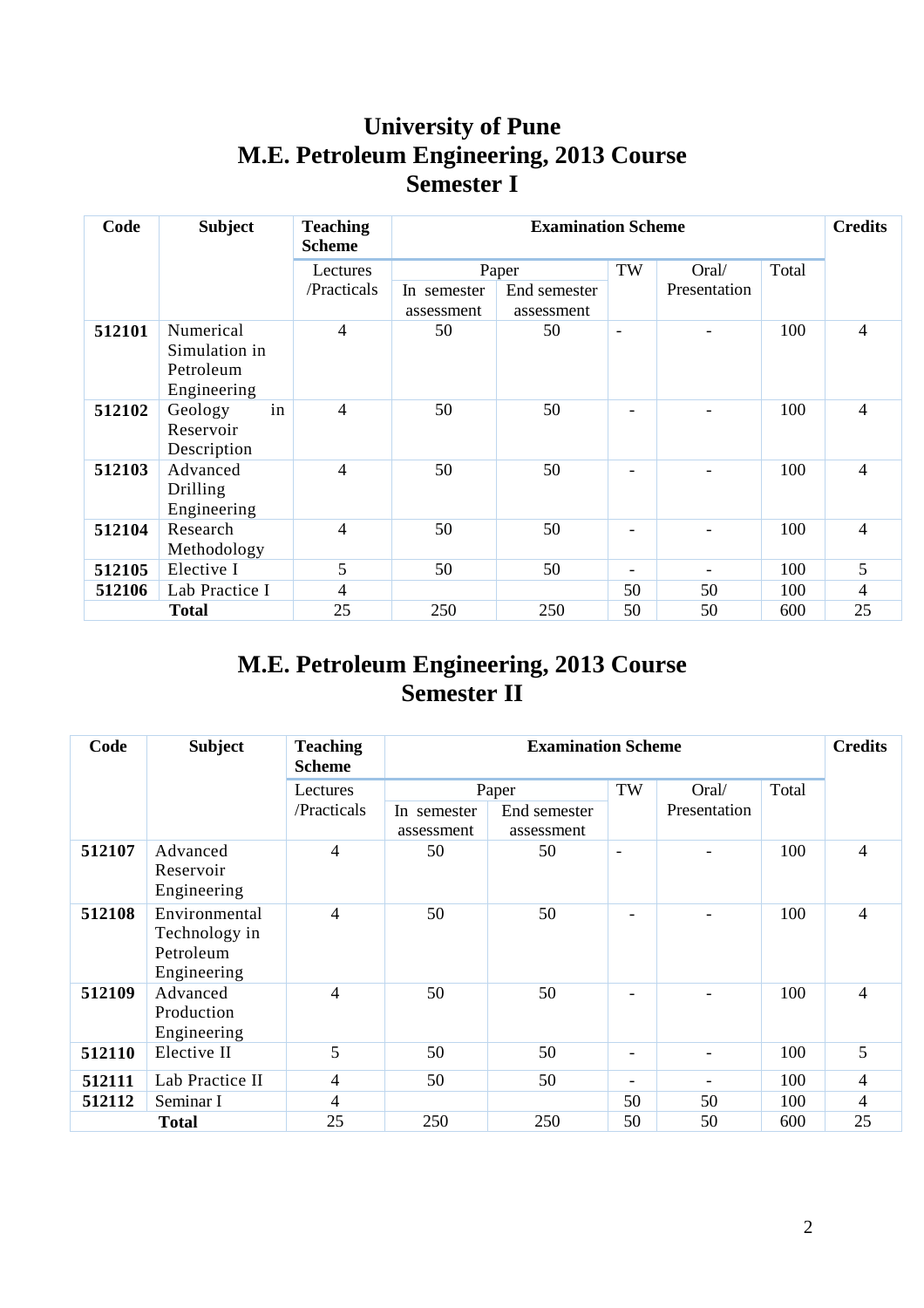# University of Pune
# M.E. Petroleum Engineering, 2013 Course
# Semester I

| Code | Subject | Teaching Scheme | Examination Scheme | | | | | Credits |
|---|---|---|---|---|---|---|---|---|
| | | Lectures /Practicals | Paper | | TW | Oral/ Presentation | Total | |
| | | | In semester assessment | End semester assessment | | | | |
| **512101** | Numerical Simulation in Petroleum Engineering | 4 | 50 | 50 | - | - | 100 | 4 |
| **512102** | Geology in Reservoir Description | 4 | 50 | 50 | - | - | 100 | 4 |
| **512103** | Advanced Drilling Engineering | 4 | 50 | 50 | - | - | 100 | 4 |
| **512104** | Research Methodology | 4 | 50 | 50 | - | - | 100 | 4 |
| **512105** | Elective I | 5 | 50 | 50 | - | - | 100 | 5 |
| **512106** | Lab Practice I | 4 | | | 50 | 50 | 100 | 4 |
| | **Total** | 25 | 250 | 250 | 50 | 50 | 600 | 25 |

# M.E. Petroleum Engineering, 2013 Course
# Semester II

| Code | Subject | Teaching Scheme | Examination Scheme | | | | | Credits |
|---|---|---|---|---|---|---|---|---|
| | | Lectures /Practicals | Paper | | TW | Oral/ Presentation | Total | |
| | | | In semester assessment | End semester assessment | | | | |
| **512107** | Advanced Reservoir Engineering | 4 | 50 | 50 | - | - | 100 | 4 |
| **512108** | Environmental Technology in Petroleum Engineering | 4 | 50 | 50 | - | - | 100 | 4 |
| **512109** | Advanced Production Engineering | 4 | 50 | 50 | - | - | 100 | 4 |
| **512110** | Elective II | 5 | 50 | 50 | - | - | 100 | 5 |
| **512111** | Lab Practice II | 4 | 50 | 50 | - | - | 100 | 4 |
| **512112** | Seminar I | 4 | | | 50 | 50 | 100 | 4 |
| | **Total** | 25 | 250 | 250 | 50 | 50 | 600 | 25 |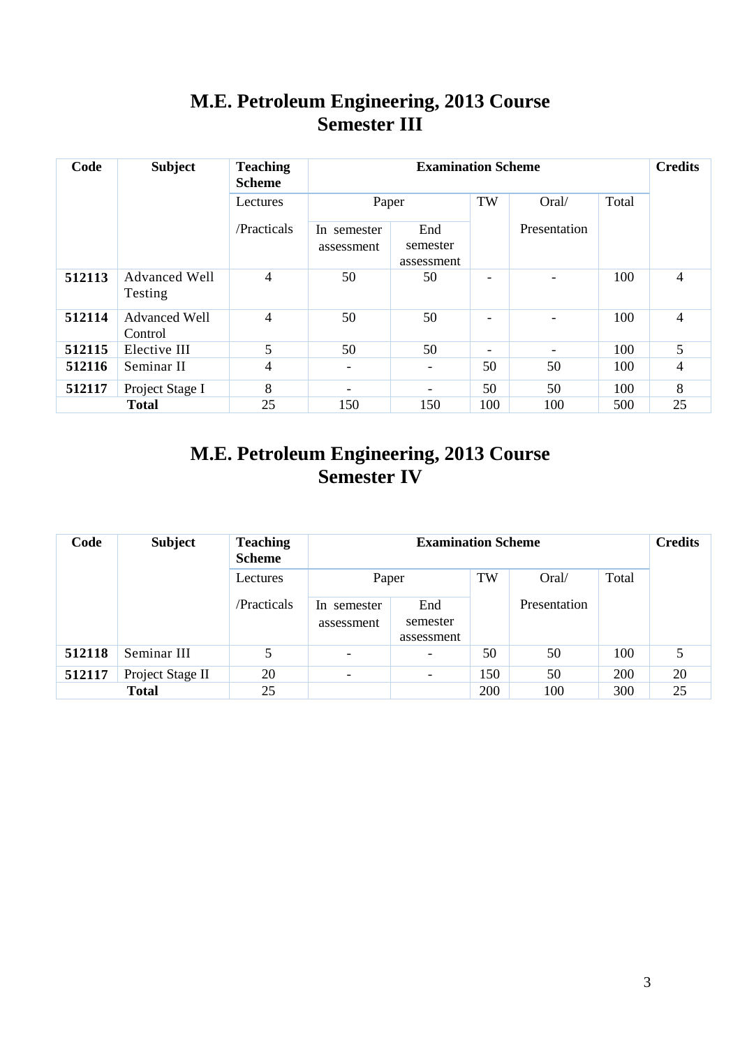# M.E. Petroleum Engineering, 2013 Course
## Semester III

| Code | Subject | Teaching Scheme | Examination Scheme | | | | | Credits |
|---|---|---|---|---|---|---|---|---|
| | | Lectures /Practicals | Paper | | TW | Oral/ Presentation | Total | |
| | | | In semester assessment | End semester assessment | | | | |
| **512113** | Advanced Well Testing | 4 | 50 | 50 | - | - | 100 | 4 |
| **512114** | Advanced Well Control | 4 | 50 | 50 | - | - | 100 | 4 |
| **512115** | Elective III | 5 | 50 | 50 | - | - | 100 | 5 |
| **512116** | Seminar II | 4 | - | - | 50 | 50 | 100 | 4 |
| **512117** | Project Stage I | 8 | - | - | 50 | 50 | 100 | 8 |
| **Total** | | 25 | 150 | 150 | 100 | 100 | 500 | 25 |

# M.E. Petroleum Engineering, 2013 Course
## Semester IV

| Code | Subject | Teaching Scheme | Examination Scheme | | | | | Credits |
|---|---|---|---|---|---|---|---|---|
| | | Lectures /Practicals | Paper | | TW | Oral/ Presentation | Total | |
| | | | In semester assessment | End semester assessment | | | | |
| **512118** | Seminar III | 5 | - | - | 50 | 50 | 100 | 5 |
| **512117** | Project Stage II | 20 | - | - | 150 | 50 | 200 | 20 |
| **Total** | | 25 | | | 200 | 100 | 300 | 25 |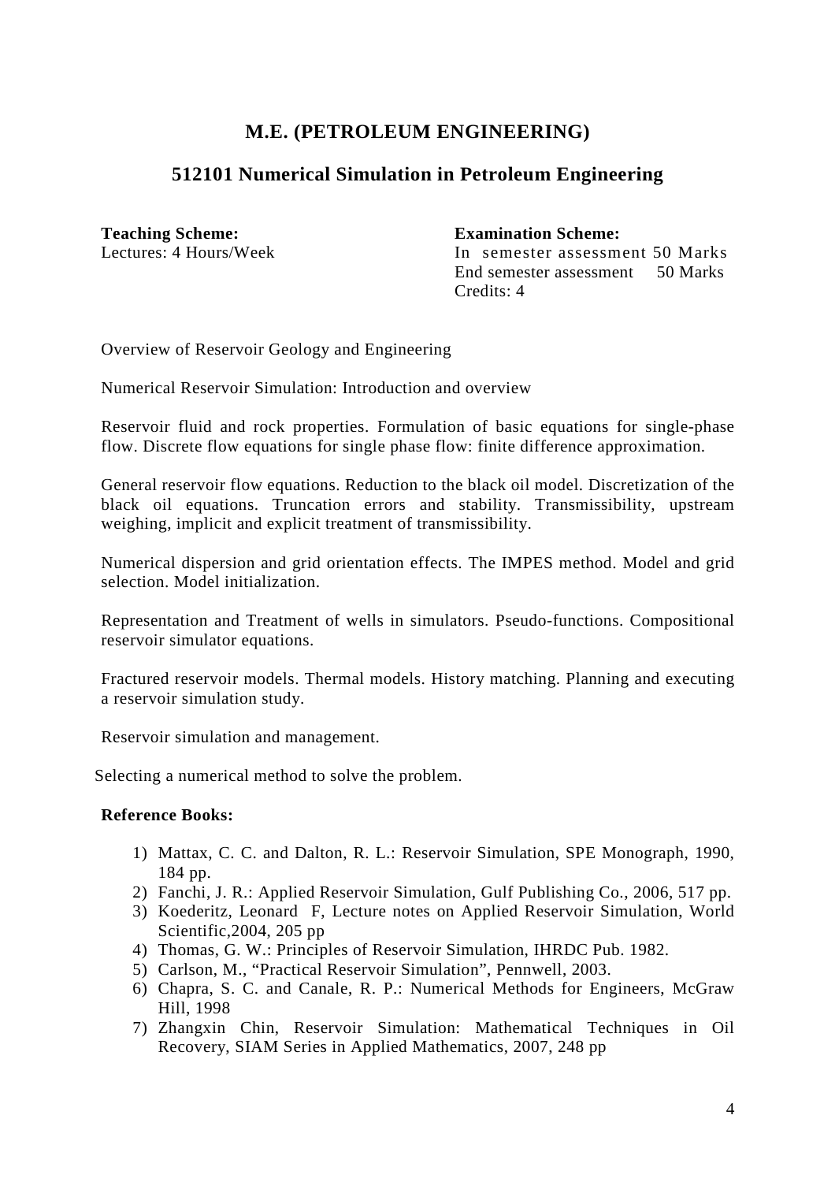## M.E. (PETROLEUM ENGINEERING)

## 512101 Numerical Simulation in Petroleum Engineering

**Teaching Scheme:**
Lectures: 4 Hours/Week

**Examination Scheme:**
In semester assessment 50 Marks
End semester assessment 50 Marks
Credits: 4

Overview of Reservoir Geology and Engineering

Numerical Reservoir Simulation: Introduction and overview

Reservoir fluid and rock properties. Formulation of basic equations for single-phase flow. Discrete flow equations for single phase flow: finite difference approximation.

General reservoir flow equations. Reduction to the black oil model. Discretization of the black oil equations. Truncation errors and stability. Transmissibility, upstream weighing, implicit and explicit treatment of transmissibility.

Numerical dispersion and grid orientation effects. The IMPES method. Model and grid selection. Model initialization.

Representation and Treatment of wells in simulators. Pseudo-functions. Compositional reservoir simulator equations.

Fractured reservoir models. Thermal models. History matching. Planning and executing a reservoir simulation study.

Reservoir simulation and management.

Selecting a numerical method to solve the problem.

**Reference Books:**

1) Mattax, C. C. and Dalton, R. L.: Reservoir Simulation, SPE Monograph, 1990, 184 pp.
2) Fanchi, J. R.: Applied Reservoir Simulation, Gulf Publishing Co., 2006, 517 pp.
3) Koederitz, Leonard F, Lecture notes on Applied Reservoir Simulation, World Scientific,2004, 205 pp
4) Thomas, G. W.: Principles of Reservoir Simulation, IHRDC Pub. 1982.
5) Carlson, M., "Practical Reservoir Simulation", Pennwell, 2003.
6) Chapra, S. C. and Canale, R. P.: Numerical Methods for Engineers, McGraw Hill, 1998
7) Zhangxin Chin, Reservoir Simulation: Mathematical Techniques in Oil Recovery, SIAM Series in Applied Mathematics, 2007, 248 pp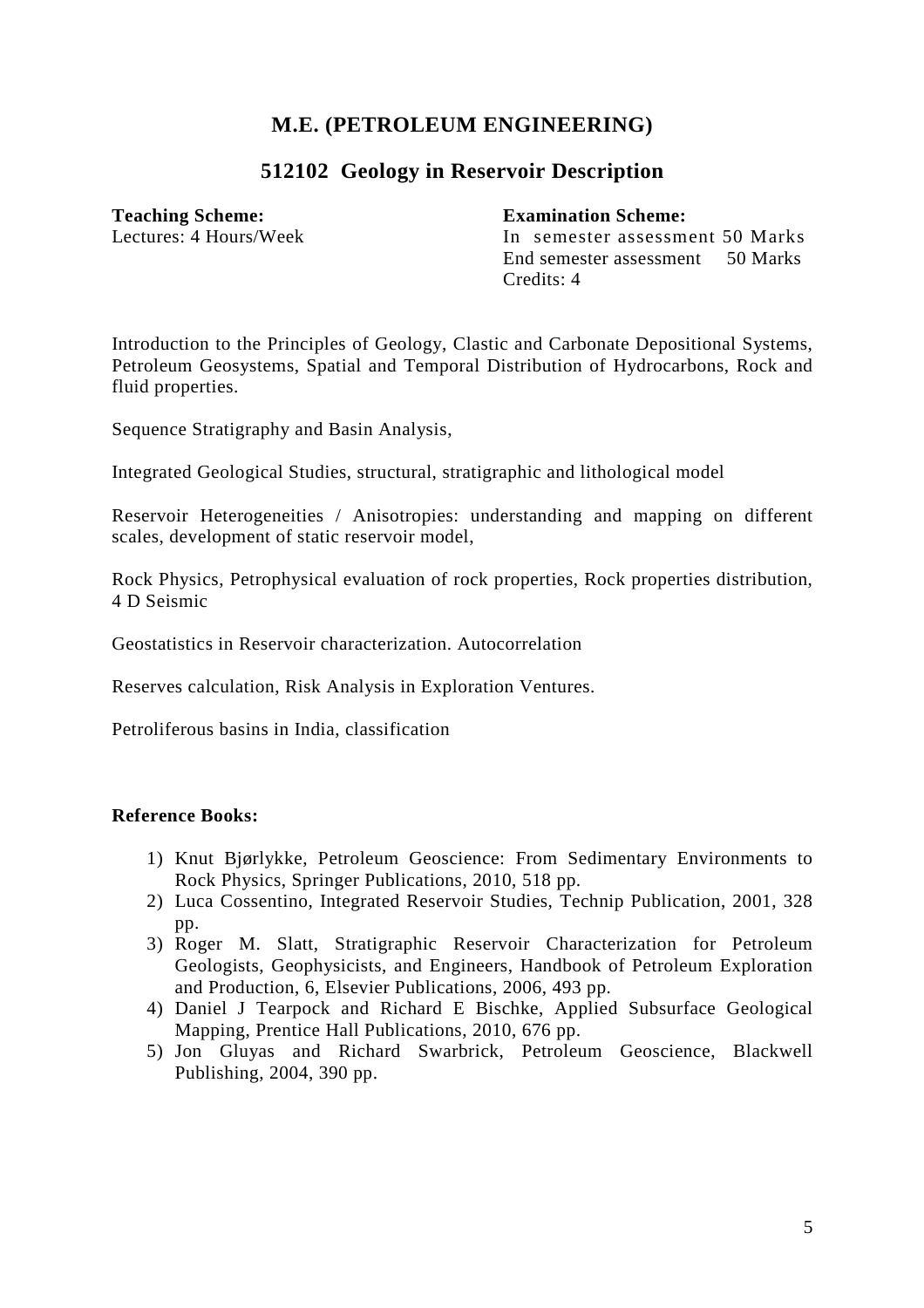## M.E. (PETROLEUM ENGINEERING)

## 512102 Geology in Reservoir Description

**Teaching Scheme:**
Lectures: 4 Hours/Week

**Examination Scheme:**
In semester assessment 50 Marks
End semester assessment 50 Marks
Credits: 4

Introduction to the Principles of Geology, Clastic and Carbonate Depositional Systems, Petroleum Geosystems, Spatial and Temporal Distribution of Hydrocarbons, Rock and fluid properties.

Sequence Stratigraphy and Basin Analysis,

Integrated Geological Studies, structural, stratigraphic and lithological model

Reservoir Heterogeneities / Anisotropies: understanding and mapping on different scales, development of static reservoir model,

Rock Physics, Petrophysical evaluation of rock properties, Rock properties distribution, 4 D Seismic

Geostatistics in Reservoir characterization. Autocorrelation

Reserves calculation, Risk Analysis in Exploration Ventures.

Petroliferous basins in India, classification

**Reference Books:**

1) Knut Bjørlykke, Petroleum Geoscience: From Sedimentary Environments to Rock Physics, Springer Publications, 2010, 518 pp.
2) Luca Cossentino, Integrated Reservoir Studies, Technip Publication, 2001, 328 pp.
3) Roger M. Slatt, Stratigraphic Reservoir Characterization for Petroleum Geologists, Geophysicists, and Engineers, Handbook of Petroleum Exploration and Production, 6, Elsevier Publications, 2006, 493 pp.
4) Daniel J Tearpock and Richard E Bischke, Applied Subsurface Geological Mapping, Prentice Hall Publications, 2010, 676 pp.
5) Jon Gluyas and Richard Swarbrick, Petroleum Geoscience, Blackwell Publishing, 2004, 390 pp.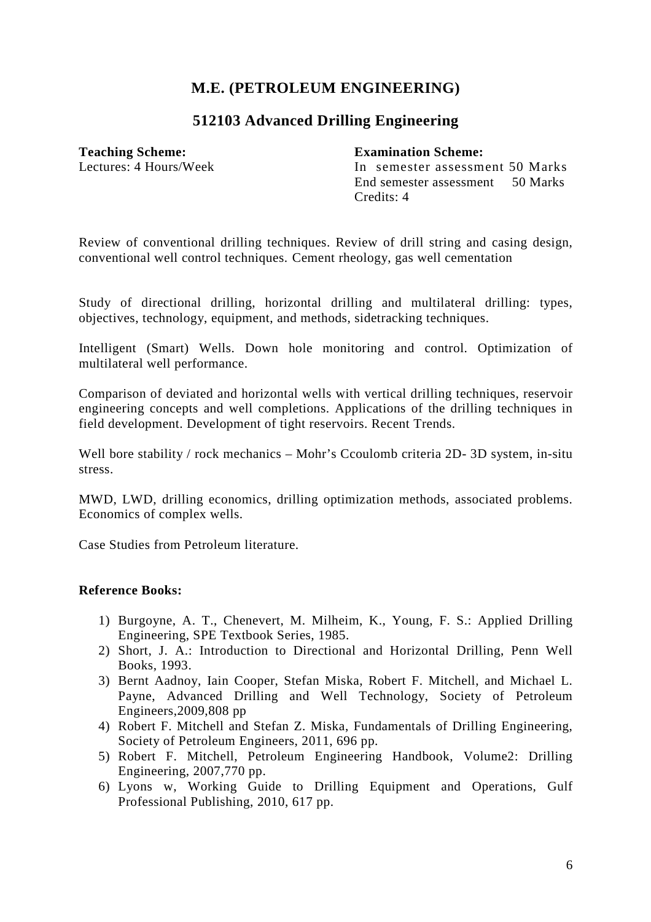## M.E. (PETROLEUM ENGINEERING)

## 512103 Advanced Drilling Engineering

**Teaching Scheme:**
Lectures: 4 Hours/Week

**Examination Scheme:**
In semester assessment 50 Marks
End semester assessment 50 Marks
Credits: 4

Review of conventional drilling techniques. Review of drill string and casing design, conventional well control techniques. Cement rheology, gas well cementation

Study of directional drilling, horizontal drilling and multilateral drilling: types, objectives, technology, equipment, and methods, sidetracking techniques.

Intelligent (Smart) Wells. Down hole monitoring and control. Optimization of multilateral well performance.

Comparison of deviated and horizontal wells with vertical drilling techniques, reservoir engineering concepts and well completions. Applications of the drilling techniques in field development. Development of tight reservoirs. Recent Trends.

Well bore stability / rock mechanics – Mohr's Ccoulomb criteria 2D- 3D system, in-situ stress.

MWD, LWD, drilling economics, drilling optimization methods, associated problems. Economics of complex wells.

Case Studies from Petroleum literature.

**Reference Books:**

1) Burgoyne, A. T., Chenevert, M. Milheim, K., Young, F. S.: Applied Drilling Engineering, SPE Textbook Series, 1985.
2) Short, J. A.: Introduction to Directional and Horizontal Drilling, Penn Well Books, 1993.
3) Bernt Aadnoy, Iain Cooper, Stefan Miska, Robert F. Mitchell, and Michael L. Payne, Advanced Drilling and Well Technology, Society of Petroleum Engineers,2009,808 pp
4) Robert F. Mitchell and Stefan Z. Miska, Fundamentals of Drilling Engineering, Society of Petroleum Engineers, 2011, 696 pp.
5) Robert F. Mitchell, Petroleum Engineering Handbook, Volume2: Drilling Engineering, 2007,770 pp.
6) Lyons w, Working Guide to Drilling Equipment and Operations, Gulf Professional Publishing, 2010, 617 pp.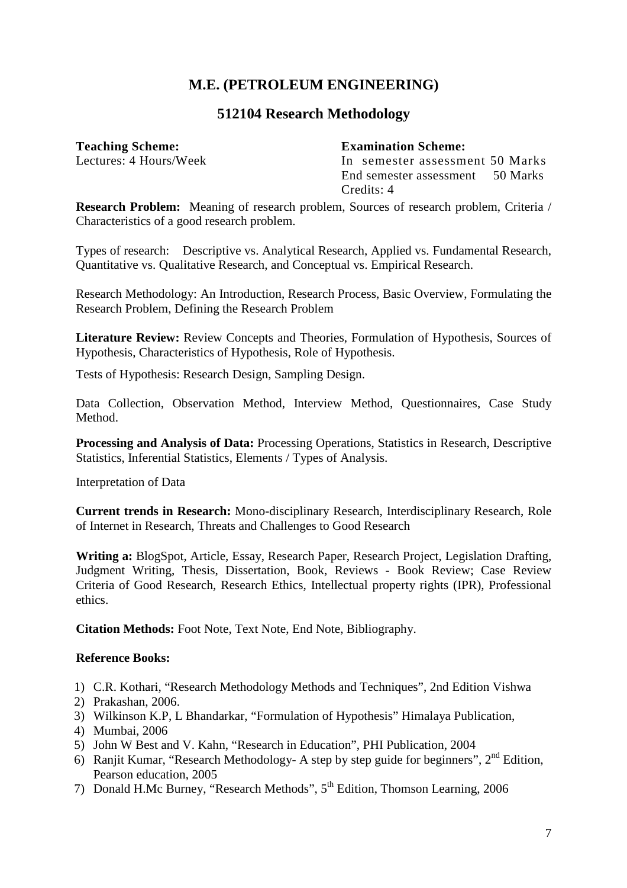## M.E. (PETROLEUM ENGINEERING)

## 512104 Research Methodology

**Teaching Scheme:**
Lectures: 4 Hours/Week

**Examination Scheme:**
In semester assessment 50 Marks
End semester assessment 50 Marks
Credits: 4

**Research Problem:** Meaning of research problem, Sources of research problem, Criteria / Characteristics of a good research problem.

Types of research: Descriptive vs. Analytical Research, Applied vs. Fundamental Research, Quantitative vs. Qualitative Research, and Conceptual vs. Empirical Research.

Research Methodology: An Introduction, Research Process, Basic Overview, Formulating the Research Problem, Defining the Research Problem

**Literature Review:** Review Concepts and Theories, Formulation of Hypothesis, Sources of Hypothesis, Characteristics of Hypothesis, Role of Hypothesis.

Tests of Hypothesis: Research Design, Sampling Design.

Data Collection, Observation Method, Interview Method, Questionnaires, Case Study Method.

**Processing and Analysis of Data:** Processing Operations, Statistics in Research, Descriptive Statistics, Inferential Statistics, Elements / Types of Analysis.

Interpretation of Data

**Current trends in Research:** Mono-disciplinary Research, Interdisciplinary Research, Role of Internet in Research, Threats and Challenges to Good Research

**Writing a:** BlogSpot, Article, Essay, Research Paper, Research Project, Legislation Drafting, Judgment Writing, Thesis, Dissertation, Book, Reviews - Book Review; Case Review Criteria of Good Research, Research Ethics, Intellectual property rights (IPR), Professional ethics.

**Citation Methods:** Foot Note, Text Note, End Note, Bibliography.

**Reference Books:**

1) C.R. Kothari, "Research Methodology Methods and Techniques", 2nd Edition Vishwa
2) Prakashan, 2006.
3) Wilkinson K.P, L Bhandarkar, "Formulation of Hypothesis" Himalaya Publication,
4) Mumbai, 2006
5) John W Best and V. Kahn, "Research in Education", PHI Publication, 2004
6) Ranjit Kumar, "Research Methodology- A step by step guide for beginners", 2nd Edition, Pearson education, 2005
7) Donald H.Mc Burney, "Research Methods", 5th Edition, Thomson Learning, 2006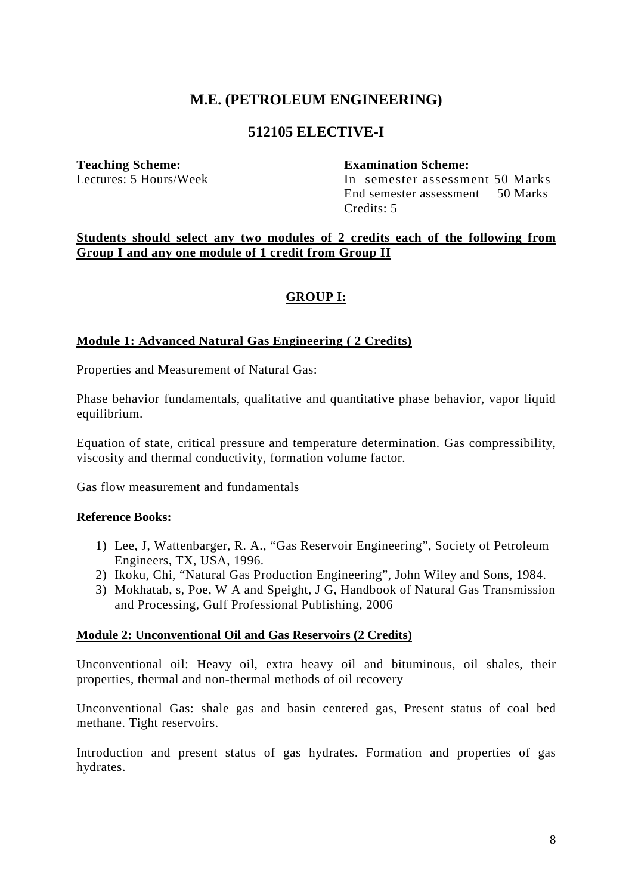# M.E. (PETROLEUM ENGINEERING)

## 512105 ELECTIVE-I

**Teaching Scheme:**
Lectures: 5 Hours/Week

**Examination Scheme:**
In semester assessment 50 Marks
End semester assessment 50 Marks
Credits: 5

**Students should select any two modules of 2 credits each of the following from Group I and any one module of 1 credit from Group II**

### GROUP I:

**Module 1: Advanced Natural Gas Engineering ( 2 Credits)**

Properties and Measurement of Natural Gas:

Phase behavior fundamentals, qualitative and quantitative phase behavior, vapor liquid equilibrium.

Equation of state, critical pressure and temperature determination. Gas compressibility, viscosity and thermal conductivity, formation volume factor.

Gas flow measurement and fundamentals

**Reference Books:**

1) Lee, J, Wattenbarger, R. A., "Gas Reservoir Engineering", Society of Petroleum Engineers, TX, USA, 1996.
2) Ikoku, Chi, "Natural Gas Production Engineering", John Wiley and Sons, 1984.
3) Mokhatab, s, Poe, W A and Speight, J G, Handbook of Natural Gas Transmission and Processing, Gulf Professional Publishing, 2006

**Module 2: Unconventional Oil and Gas Reservoirs (2 Credits)**

Unconventional oil: Heavy oil, extra heavy oil and bituminous, oil shales, their properties, thermal and non-thermal methods of oil recovery

Unconventional Gas: shale gas and basin centered gas, Present status of coal bed methane. Tight reservoirs.

Introduction and present status of gas hydrates. Formation and properties of gas hydrates.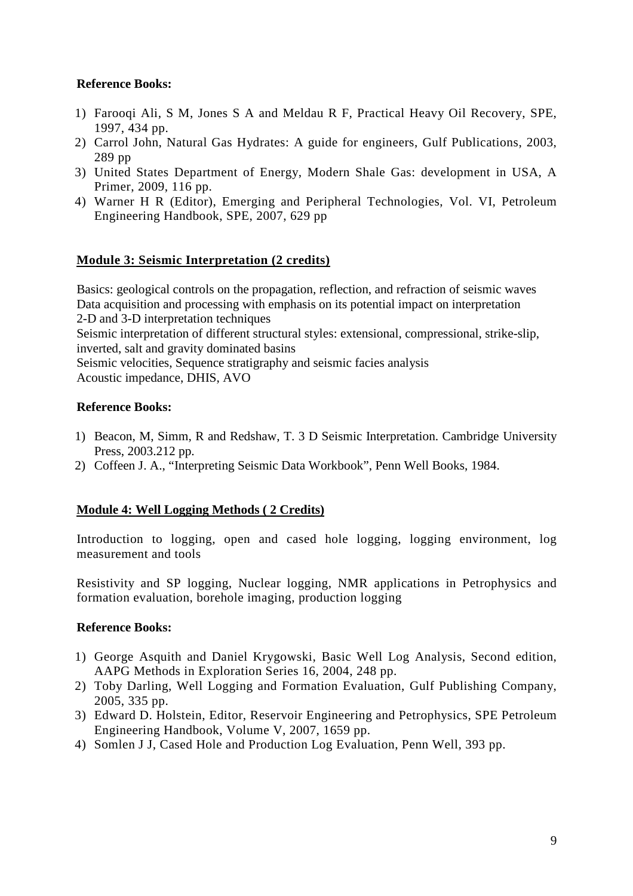**Reference Books:**

1) Farooqi Ali, S M, Jones S A and Meldau R F, Practical Heavy Oil Recovery, SPE, 1997, 434 pp.
2) Carrol John, Natural Gas Hydrates: A guide for engineers, Gulf Publications, 2003, 289 pp
3) United States Department of Energy, Modern Shale Gas: development in USA, A Primer, 2009, 116 pp.
4) Warner H R (Editor), Emerging and Peripheral Technologies, Vol. VI, Petroleum Engineering Handbook, SPE, 2007, 629 pp

## Module 3: Seismic Interpretation (2 credits)

Basics: geological controls on the propagation, reflection, and refraction of seismic waves
Data acquisition and processing with emphasis on its potential impact on interpretation
2-D and 3-D interpretation techniques
Seismic interpretation of different structural styles: extensional, compressional, strike-slip, inverted, salt and gravity dominated basins
Seismic velocities, Sequence stratigraphy and seismic facies analysis
Acoustic impedance, DHIS, AVO

**Reference Books:**

1) Beacon, M, Simm, R and Redshaw, T. 3 D Seismic Interpretation. Cambridge University Press, 2003.212 pp.
2) Coffeen J. A., "Interpreting Seismic Data Workbook", Penn Well Books, 1984.

## Module 4: Well Logging Methods ( 2 Credits)

Introduction to logging, open and cased hole logging, logging environment, log measurement and tools

Resistivity and SP logging, Nuclear logging, NMR applications in Petrophysics and formation evaluation, borehole imaging, production logging

**Reference Books:**

1) George Asquith and Daniel Krygowski, Basic Well Log Analysis, Second edition, AAPG Methods in Exploration Series 16, 2004, 248 pp.
2) Toby Darling, Well Logging and Formation Evaluation, Gulf Publishing Company, 2005, 335 pp.
3) Edward D. Holstein, Editor, Reservoir Engineering and Petrophysics, SPE Petroleum Engineering Handbook, Volume V, 2007, 1659 pp.
4) Somlen J J, Cased Hole and Production Log Evaluation, Penn Well, 393 pp.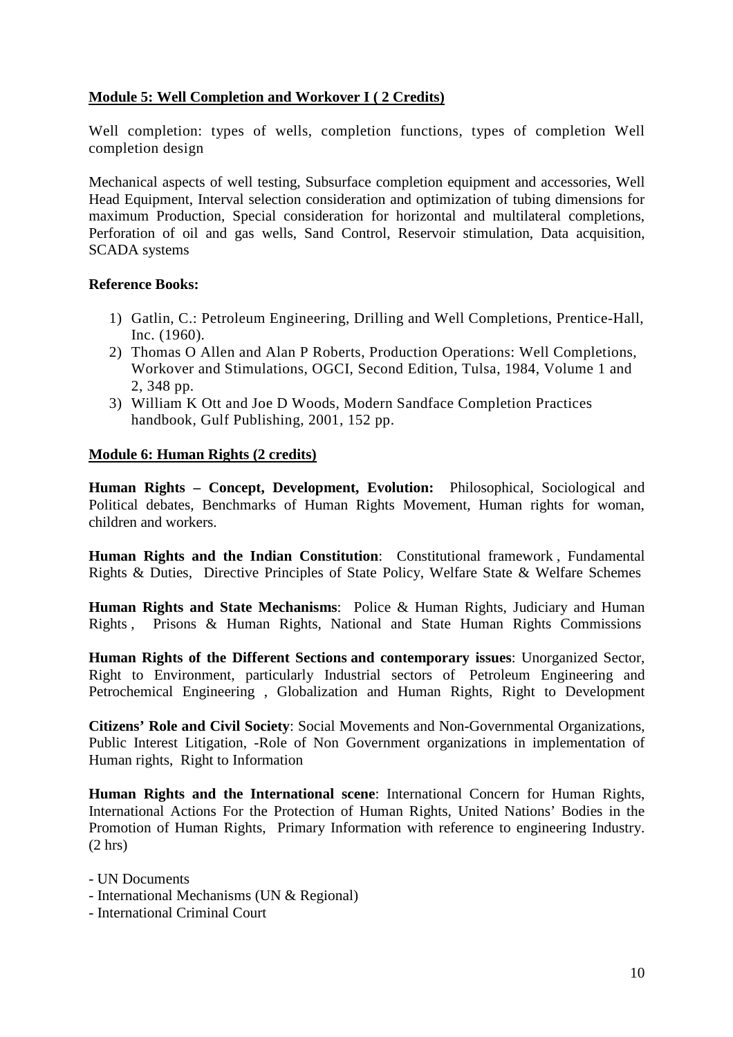**Module 5: Well Completion and Workover I ( 2 Credits)**

Well completion: types of wells, completion functions, types of completion Well completion design

Mechanical aspects of well testing, Subsurface completion equipment and accessories, Well Head Equipment, Interval selection consideration and optimization of tubing dimensions for maximum Production, Special consideration for horizontal and multilateral completions, Perforation of oil and gas wells, Sand Control, Reservoir stimulation, Data acquisition, SCADA systems

**Reference Books:**

1) Gatlin, C.: Petroleum Engineering, Drilling and Well Completions, Prentice-Hall, Inc. (1960).
2) Thomas O Allen and Alan P Roberts, Production Operations: Well Completions, Workover and Stimulations, OGCI, Second Edition, Tulsa, 1984, Volume 1 and 2, 348 pp.
3) William K Ott and Joe D Woods, Modern Sandface Completion Practices handbook, Gulf Publishing, 2001, 152 pp.

**Module 6: Human Rights (2 credits)**

**Human Rights – Concept, Development, Evolution:** Philosophical, Sociological and Political debates, Benchmarks of Human Rights Movement, Human rights for woman, children and workers.

**Human Rights and the Indian Constitution**: Constitutional framework , Fundamental Rights & Duties, Directive Principles of State Policy, Welfare State & Welfare Schemes

**Human Rights and State Mechanisms**: Police & Human Rights, Judiciary and Human Rights , Prisons & Human Rights, National and State Human Rights Commissions

**Human Rights of the Different Sections and contemporary issues**: Unorganized Sector, Right to Environment, particularly Industrial sectors of Petroleum Engineering and Petrochemical Engineering , Globalization and Human Rights, Right to Development

**Citizens' Role and Civil Society**: Social Movements and Non-Governmental Organizations, Public Interest Litigation, -Role of Non Government organizations in implementation of Human rights, Right to Information

**Human Rights and the International scene**: International Concern for Human Rights, International Actions For the Protection of Human Rights, United Nations' Bodies in the Promotion of Human Rights, Primary Information with reference to engineering Industry. (2 hrs)

- UN Documents
- International Mechanisms (UN & Regional)
- International Criminal Court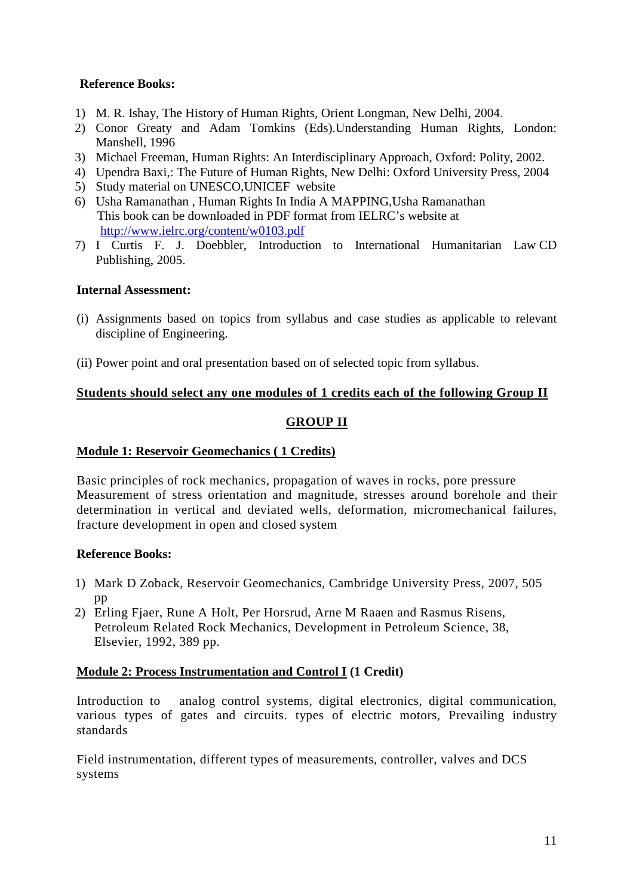**Reference Books:**

1) M. R. Ishay, The History of Human Rights, Orient Longman, New Delhi, 2004.
2) Conor Greaty and Adam Tomkins (Eds).Understanding Human Rights, London: Manshell, 1996
3) Michael Freeman, Human Rights: An Interdisciplinary Approach, Oxford: Polity, 2002.
4) Upendra Baxi,: The Future of Human Rights, New Delhi: Oxford University Press, 2004
5) Study material on UNESCO,UNICEF website
6) Usha Ramanathan , Human Rights In India A MAPPING,Usha Ramanathan
   This book can be downloaded in PDF format from IELRC's website at
   http://www.ielrc.org/content/w0103.pdf
7) I Curtis F. J. Doebbler, Introduction to International Humanitarian Law CD Publishing, 2005.

**Internal Assessment:**

(i) Assignments based on topics from syllabus and case studies as applicable to relevant discipline of Engineering.

(ii) Power point and oral presentation based on of selected topic from syllabus.

**Students should select any one modules of 1 credits each of the following Group II**

## GROUP II

### Module 1: Reservoir Geomechanics ( 1 Credits)

Basic principles of rock mechanics, propagation of waves in rocks, pore pressure Measurement of stress orientation and magnitude, stresses around borehole and their determination in vertical and deviated wells, deformation, micromechanical failures, fracture development in open and closed system

**Reference Books:**

1) Mark D Zoback, Reservoir Geomechanics, Cambridge University Press, 2007, 505 pp
2) Erling Fjaer, Rune A Holt, Per Horsrud, Arne M Raaen and Rasmus Risens, Petroleum Related Rock Mechanics, Development in Petroleum Science, 38, Elsevier, 1992, 389 pp.

### Module 2: Process Instrumentation and Control I (1 Credit)

Introduction to analog control systems, digital electronics, digital communication, various types of gates and circuits. types of electric motors, Prevailing industry standards

Field instrumentation, different types of measurements, controller, valves and DCS systems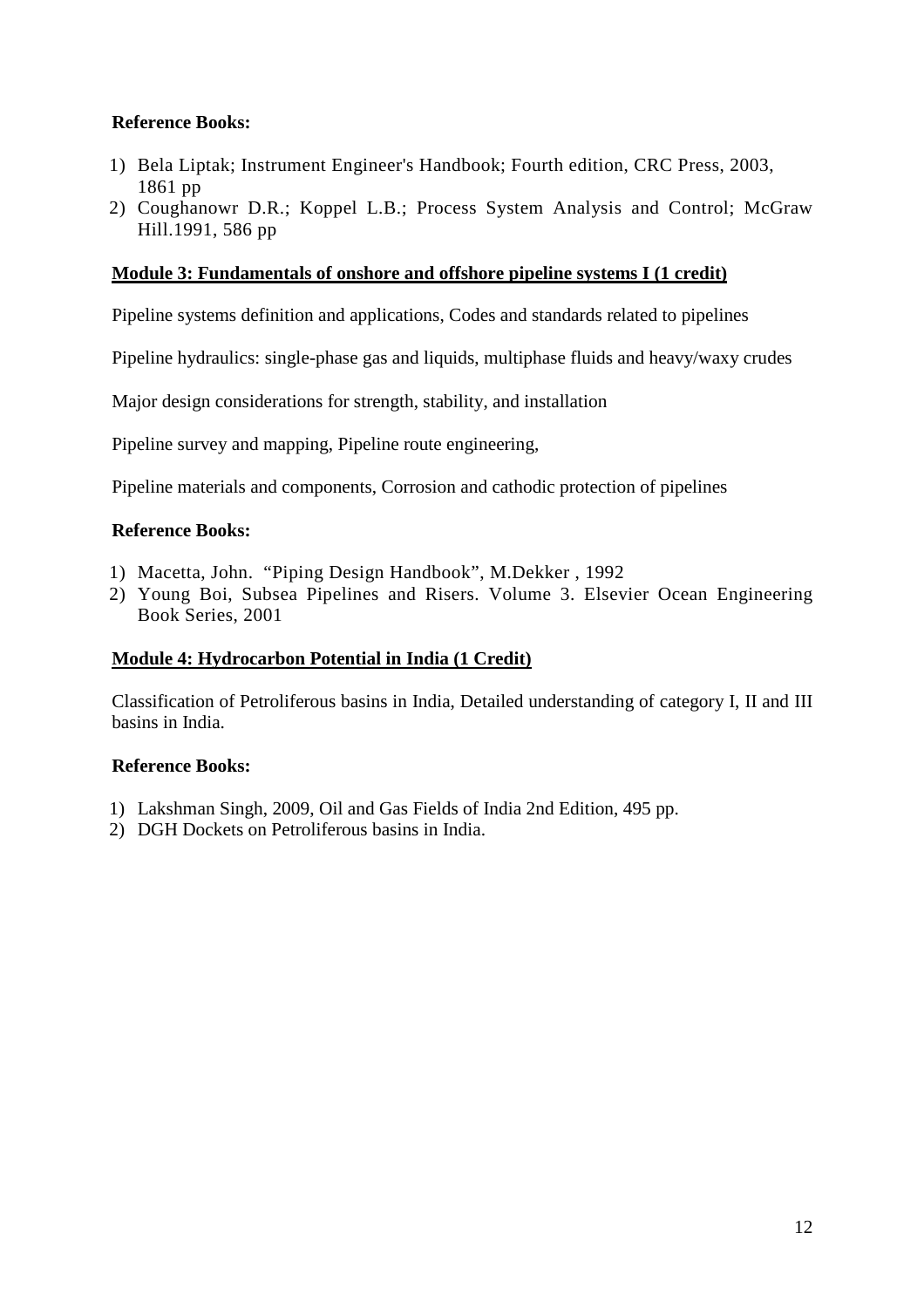**Reference Books:**

1) Bela Liptak; Instrument Engineer's Handbook; Fourth edition, CRC Press, 2003, 1861 pp
2) Coughanowr D.R.; Koppel L.B.; Process System Analysis and Control; McGraw Hill.1991, 586 pp

**Module 3: Fundamentals of onshore and offshore pipeline systems I (1 credit)**

Pipeline systems definition and applications, Codes and standards related to pipelines

Pipeline hydraulics: single-phase gas and liquids, multiphase fluids and heavy/waxy crudes

Major design considerations for strength, stability, and installation

Pipeline survey and mapping, Pipeline route engineering,

Pipeline materials and components, Corrosion and cathodic protection of pipelines

**Reference Books:**

1) Macetta, John. "Piping Design Handbook", M.Dekker , 1992
2) Young Boi, Subsea Pipelines and Risers. Volume 3. Elsevier Ocean Engineering Book Series, 2001

**Module 4: Hydrocarbon Potential in India (1 Credit)**

Classification of Petroliferous basins in India, Detailed understanding of category I, II and III basins in India.

**Reference Books:**

1) Lakshman Singh, 2009, Oil and Gas Fields of India 2nd Edition, 495 pp.
2) DGH Dockets on Petroliferous basins in India.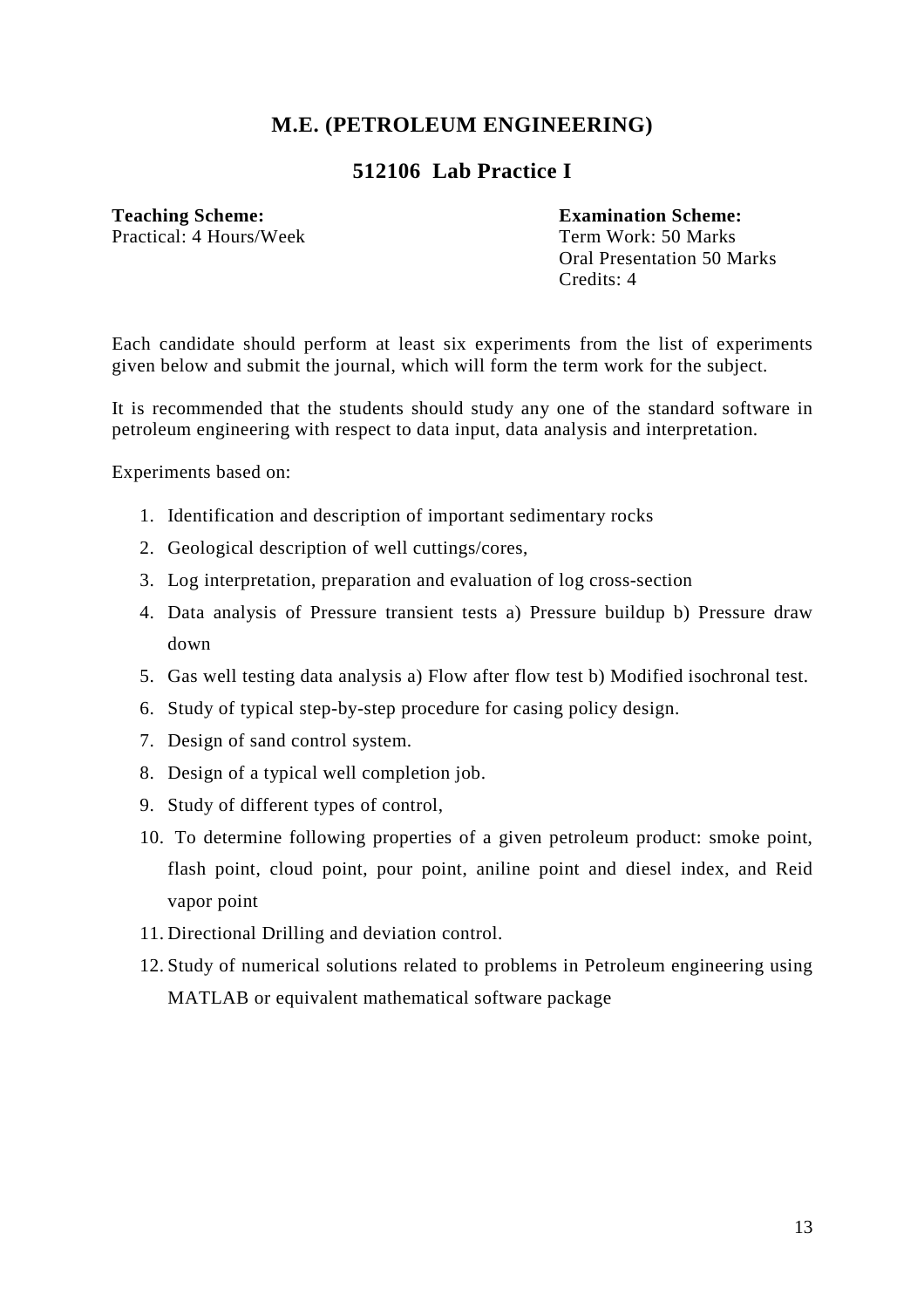# M.E. (PETROLEUM ENGINEERING)

## 512106 Lab Practice I

**Teaching Scheme:**
Practical: 4 Hours/Week

**Examination Scheme:**
Term Work: 50 Marks
Oral Presentation 50 Marks
Credits: 4

Each candidate should perform at least six experiments from the list of experiments given below and submit the journal, which will form the term work for the subject.

It is recommended that the students should study any one of the standard software in petroleum engineering with respect to data input, data analysis and interpretation.

Experiments based on:

1. Identification and description of important sedimentary rocks
2. Geological description of well cuttings/cores,
3. Log interpretation, preparation and evaluation of log cross-section
4. Data analysis of Pressure transient tests a) Pressure buildup b) Pressure draw down
5. Gas well testing data analysis a) Flow after flow test b) Modified isochronal test.
6. Study of typical step-by-step procedure for casing policy design.
7. Design of sand control system.
8. Design of a typical well completion job.
9. Study of different types of control,
10. To determine following properties of a given petroleum product: smoke point, flash point, cloud point, pour point, aniline point and diesel index, and Reid vapor point
11. Directional Drilling and deviation control.
12. Study of numerical solutions related to problems in Petroleum engineering using MATLAB or equivalent mathematical software package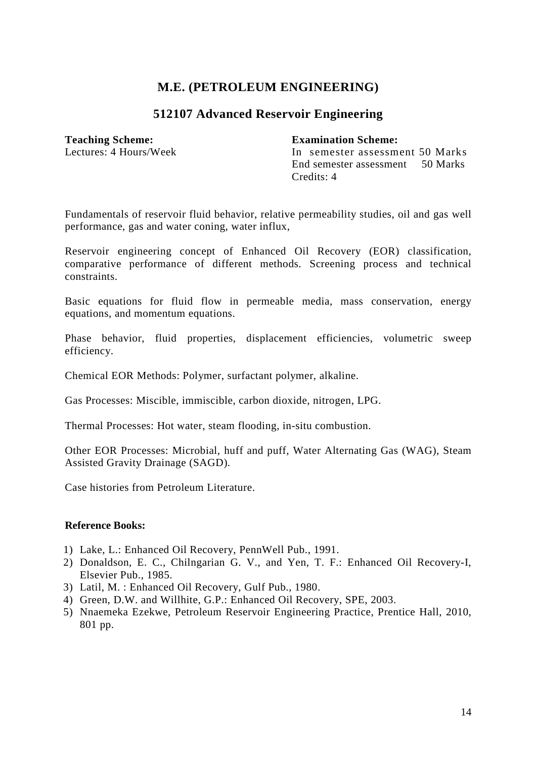# M.E. (PETROLEUM ENGINEERING)

## 512107 Advanced Reservoir Engineering

**Teaching Scheme:**
Lectures: 4 Hours/Week

**Examination Scheme:**
In semester assessment 50 Marks
End semester assessment 50 Marks
Credits: 4

Fundamentals of reservoir fluid behavior, relative permeability studies, oil and gas well performance, gas and water coning, water influx,

Reservoir engineering concept of Enhanced Oil Recovery (EOR) classification, comparative performance of different methods. Screening process and technical constraints.

Basic equations for fluid flow in permeable media, mass conservation, energy equations, and momentum equations.

Phase behavior, fluid properties, displacement efficiencies, volumetric sweep efficiency.

Chemical EOR Methods: Polymer, surfactant polymer, alkaline.

Gas Processes: Miscible, immiscible, carbon dioxide, nitrogen, LPG.

Thermal Processes: Hot water, steam flooding, in-situ combustion.

Other EOR Processes: Microbial, huff and puff, Water Alternating Gas (WAG), Steam Assisted Gravity Drainage (SAGD).

Case histories from Petroleum Literature.

**Reference Books:**

1) Lake, L.: Enhanced Oil Recovery, PennWell Pub., 1991.
2) Donaldson, E. C., Chilngarian G. V., and Yen, T. F.: Enhanced Oil Recovery-I, Elsevier Pub., 1985.
3) Latil, M. : Enhanced Oil Recovery, Gulf Pub., 1980.
4) Green, D.W. and Willhite, G.P.: Enhanced Oil Recovery, SPE, 2003.
5) Nnaemeka Ezekwe, Petroleum Reservoir Engineering Practice, Prentice Hall, 2010, 801 pp.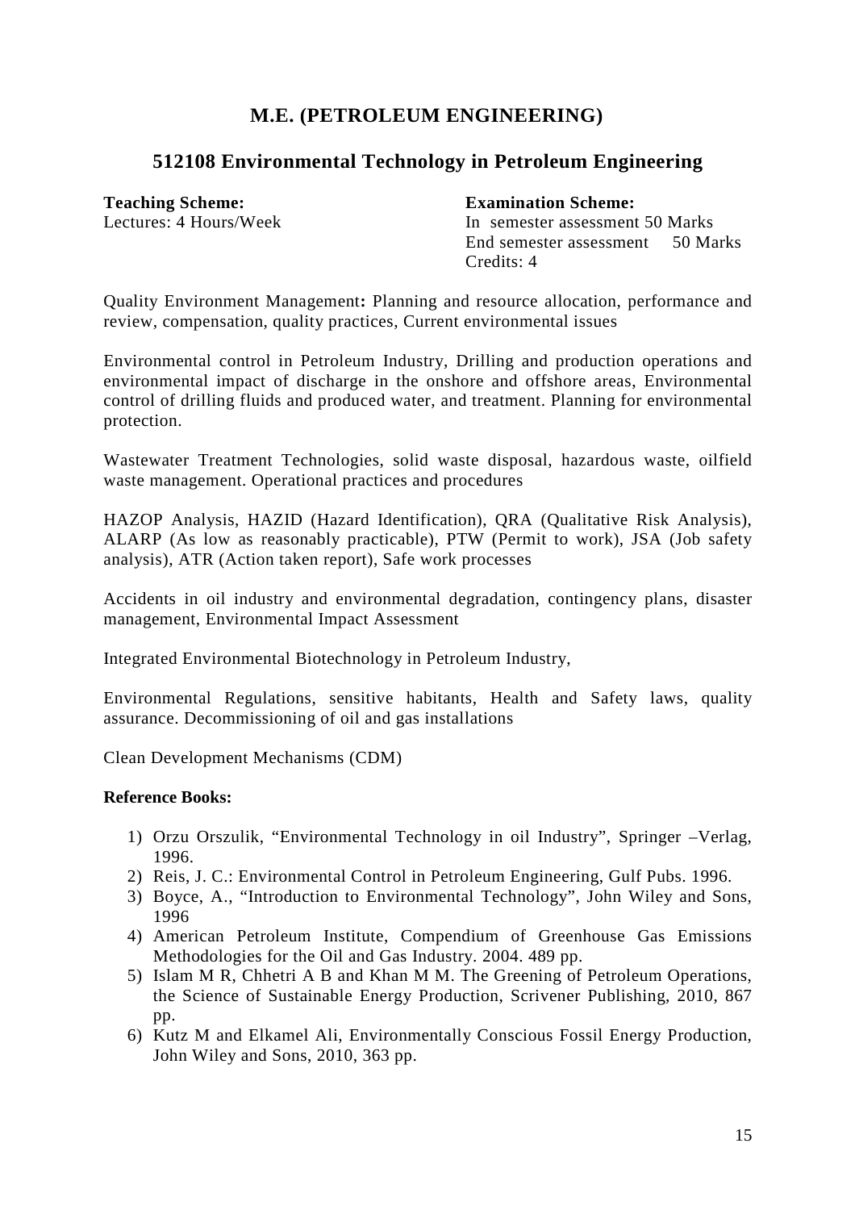# M.E. (PETROLEUM ENGINEERING)

## 512108 Environmental Technology in Petroleum Engineering

**Teaching Scheme:**
Lectures: 4 Hours/Week

**Examination Scheme:**
In semester assessment 50 Marks
End semester assessment 50 Marks
Credits: 4

Quality Environment Management**:** Planning and resource allocation, performance and review, compensation, quality practices, Current environmental issues

Environmental control in Petroleum Industry, Drilling and production operations and environmental impact of discharge in the onshore and offshore areas, Environmental control of drilling fluids and produced water, and treatment. Planning for environmental protection.

Wastewater Treatment Technologies, solid waste disposal, hazardous waste, oilfield waste management. Operational practices and procedures

HAZOP Analysis, HAZID (Hazard Identification), QRA (Qualitative Risk Analysis), ALARP (As low as reasonably practicable), PTW (Permit to work), JSA (Job safety analysis), ATR (Action taken report), Safe work processes

Accidents in oil industry and environmental degradation, contingency plans, disaster management, Environmental Impact Assessment

Integrated Environmental Biotechnology in Petroleum Industry,

Environmental Regulations, sensitive habitants, Health and Safety laws, quality assurance. Decommissioning of oil and gas installations

Clean Development Mechanisms (CDM)

**Reference Books:**

1) Orzu Orszulik, "Environmental Technology in oil Industry", Springer –Verlag, 1996.
2) Reis, J. C.: Environmental Control in Petroleum Engineering, Gulf Pubs. 1996.
3) Boyce, A., "Introduction to Environmental Technology", John Wiley and Sons, 1996
4) American Petroleum Institute, Compendium of Greenhouse Gas Emissions Methodologies for the Oil and Gas Industry. 2004. 489 pp.
5) Islam M R, Chhetri A B and Khan M M. The Greening of Petroleum Operations, the Science of Sustainable Energy Production, Scrivener Publishing, 2010, 867 pp.
6) Kutz M and Elkamel Ali, Environmentally Conscious Fossil Energy Production, John Wiley and Sons, 2010, 363 pp.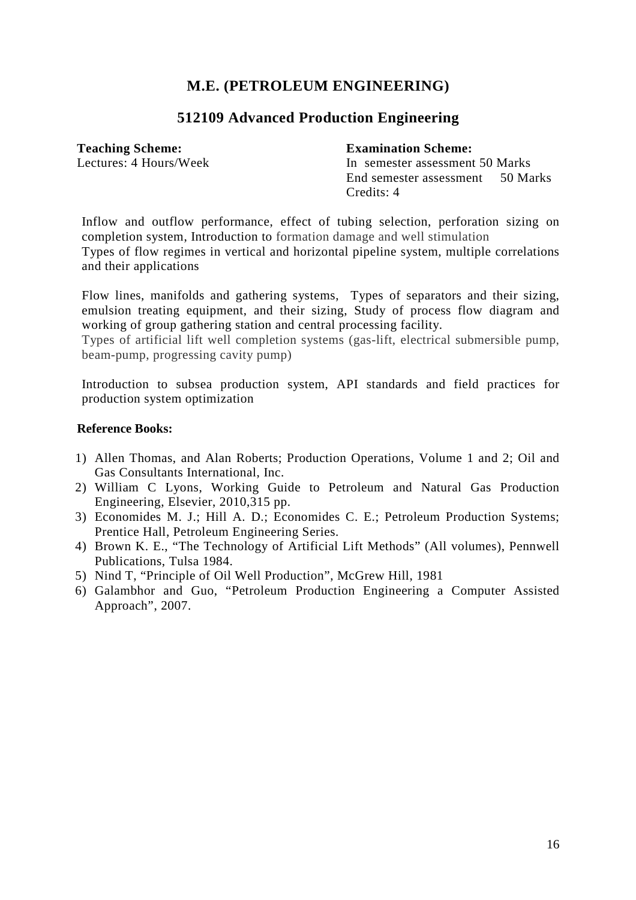## M.E. (PETROLEUM ENGINEERING)

## 512109 Advanced Production Engineering

**Teaching Scheme:**
Lectures: 4 Hours/Week

**Examination Scheme:**
In semester assessment 50 Marks
End semester assessment 50 Marks
Credits: 4

Inflow and outflow performance, effect of tubing selection, perforation sizing on completion system, Introduction to formation damage and well stimulation
Types of flow regimes in vertical and horizontal pipeline system, multiple correlations and their applications

Flow lines, manifolds and gathering systems, Types of separators and their sizing, emulsion treating equipment, and their sizing, Study of process flow diagram and working of group gathering station and central processing facility.
Types of artificial lift well completion systems (gas-lift, electrical submersible pump, beam-pump, progressing cavity pump)

Introduction to subsea production system, API standards and field practices for production system optimization

**Reference Books:**

1) Allen Thomas, and Alan Roberts; Production Operations, Volume 1 and 2; Oil and Gas Consultants International, Inc.
2) William C Lyons, Working Guide to Petroleum and Natural Gas Production Engineering, Elsevier, 2010,315 pp.
3) Economides M. J.; Hill A. D.; Economides C. E.; Petroleum Production Systems; Prentice Hall, Petroleum Engineering Series.
4) Brown K. E., "The Technology of Artificial Lift Methods" (All volumes), Pennwell Publications, Tulsa 1984.
5) Nind T, "Principle of Oil Well Production", McGrew Hill, 1981
6) Galambhor and Guo, "Petroleum Production Engineering a Computer Assisted Approach", 2007.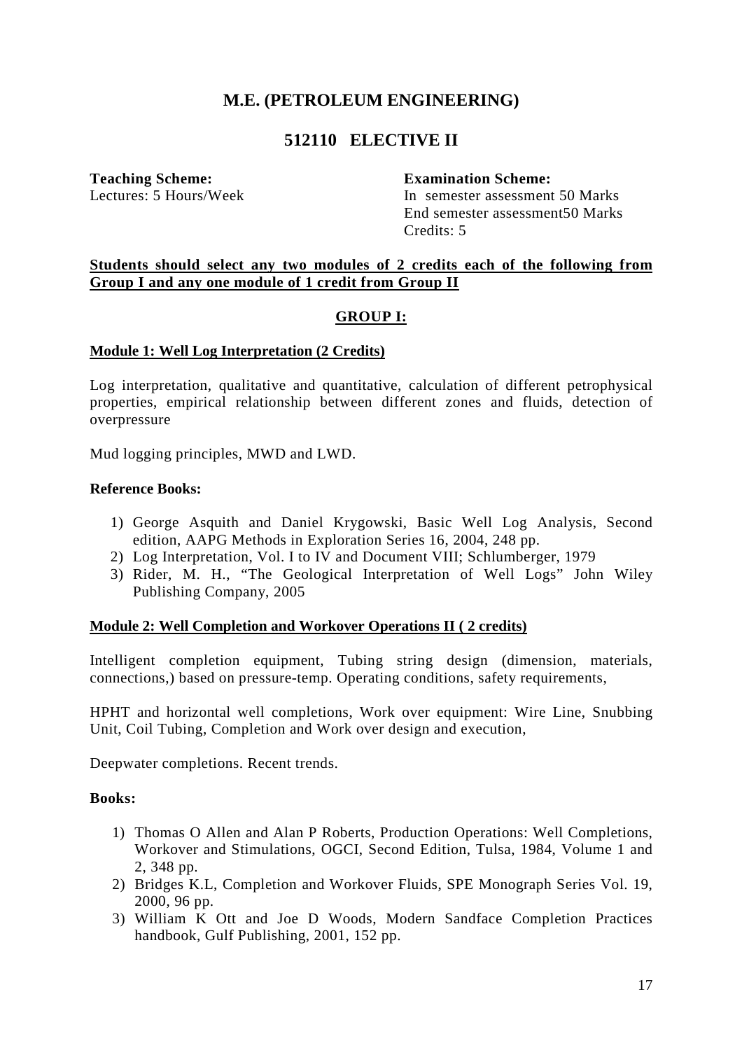# M.E. (PETROLEUM ENGINEERING)

## 512110 ELECTIVE II

**Teaching Scheme:**
Lectures: 5 Hours/Week

**Examination Scheme:**
In semester assessment 50 Marks
End semester assessment50 Marks
Credits: 5

**Students should select any two modules of 2 credits each of the following from Group I and any one module of 1 credit from Group II**

### GROUP I:

**Module 1: Well Log Interpretation (2 Credits)**

Log interpretation, qualitative and quantitative, calculation of different petrophysical properties, empirical relationship between different zones and fluids, detection of overpressure

Mud logging principles, MWD and LWD.

**Reference Books:**

1) George Asquith and Daniel Krygowski, Basic Well Log Analysis, Second edition, AAPG Methods in Exploration Series 16, 2004, 248 pp.
2) Log Interpretation, Vol. I to IV and Document VIII; Schlumberger, 1979
3) Rider, M. H., "The Geological Interpretation of Well Logs" John Wiley Publishing Company, 2005

**Module 2: Well Completion and Workover Operations II ( 2 credits)**

Intelligent completion equipment, Tubing string design (dimension, materials, connections,) based on pressure-temp. Operating conditions, safety requirements,

HPHT and horizontal well completions, Work over equipment: Wire Line, Snubbing Unit, Coil Tubing, Completion and Work over design and execution,

Deepwater completions. Recent trends.

**Books:**

1) Thomas O Allen and Alan P Roberts, Production Operations: Well Completions, Workover and Stimulations, OGCI, Second Edition, Tulsa, 1984, Volume 1 and 2, 348 pp.
2) Bridges K.L, Completion and Workover Fluids, SPE Monograph Series Vol. 19, 2000, 96 pp.
3) William K Ott and Joe D Woods, Modern Sandface Completion Practices handbook, Gulf Publishing, 2001, 152 pp.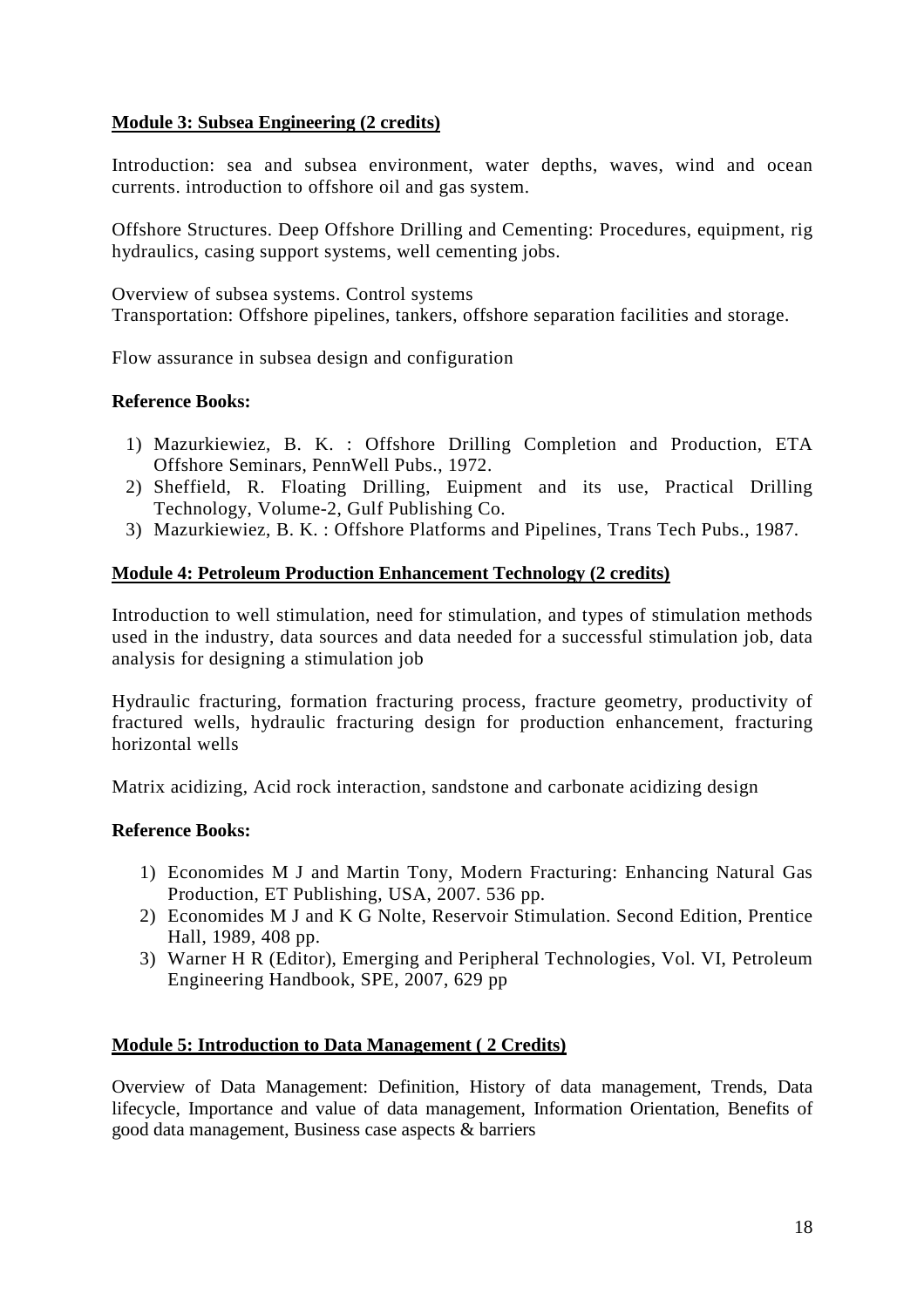## Module 3: Subsea Engineering (2 credits)

Introduction: sea and subsea environment, water depths, waves, wind and ocean currents. introduction to offshore oil and gas system.

Offshore Structures. Deep Offshore Drilling and Cementing: Procedures, equipment, rig hydraulics, casing support systems, well cementing jobs.

Overview of subsea systems. Control systems
Transportation: Offshore pipelines, tankers, offshore separation facilities and storage.

Flow assurance in subsea design and configuration

**Reference Books:**

1) Mazurkiewiez, B. K. : Offshore Drilling Completion and Production, ETA Offshore Seminars, PennWell Pubs., 1972.
2) Sheffield, R. Floating Drilling, Euipment and its use, Practical Drilling Technology, Volume-2, Gulf Publishing Co.
3) Mazurkiewiez, B. K. : Offshore Platforms and Pipelines, Trans Tech Pubs., 1987.

## Module 4: Petroleum Production Enhancement Technology (2 credits)

Introduction to well stimulation, need for stimulation, and types of stimulation methods used in the industry, data sources and data needed for a successful stimulation job, data analysis for designing a stimulation job

Hydraulic fracturing, formation fracturing process, fracture geometry, productivity of fractured wells, hydraulic fracturing design for production enhancement, fracturing horizontal wells

Matrix acidizing, Acid rock interaction, sandstone and carbonate acidizing design

**Reference Books:**

1) Economides M J and Martin Tony, Modern Fracturing: Enhancing Natural Gas Production, ET Publishing, USA, 2007. 536 pp.
2) Economides M J and K G Nolte, Reservoir Stimulation. Second Edition, Prentice Hall, 1989, 408 pp.
3) Warner H R (Editor), Emerging and Peripheral Technologies, Vol. VI, Petroleum Engineering Handbook, SPE, 2007, 629 pp

## Module 5: Introduction to Data Management ( 2 Credits)

Overview of Data Management: Definition, History of data management, Trends, Data lifecycle, Importance and value of data management, Information Orientation, Benefits of good data management, Business case aspects & barriers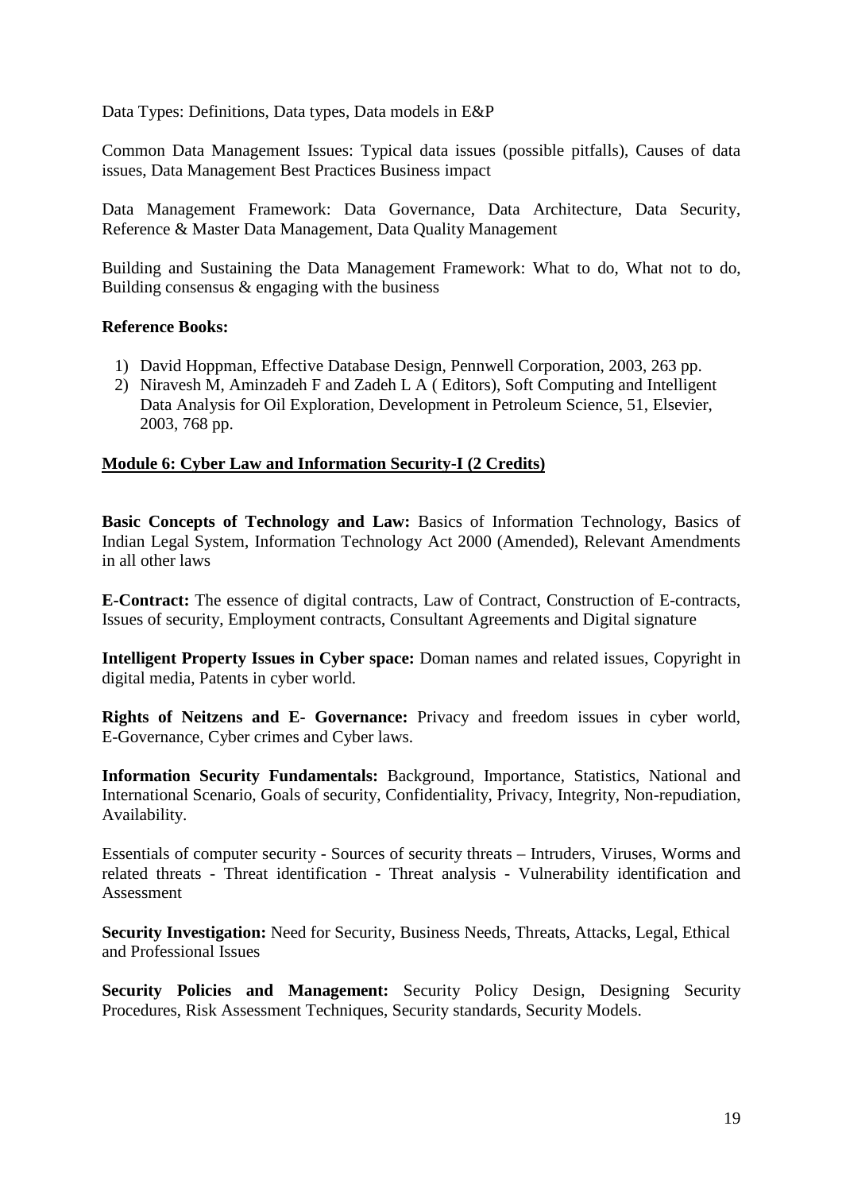Data Types: Definitions, Data types, Data models in E&P

Common Data Management Issues: Typical data issues (possible pitfalls), Causes of data issues, Data Management Best Practices Business impact

Data Management Framework: Data Governance, Data Architecture, Data Security, Reference & Master Data Management, Data Quality Management

Building and Sustaining the Data Management Framework: What to do, What not to do, Building consensus & engaging with the business

**Reference Books:**

1) David Hoppman, Effective Database Design, Pennwell Corporation, 2003, 263 pp.
2) Niravesh M, Aminzadeh F and Zadeh L A ( Editors), Soft Computing and Intelligent Data Analysis for Oil Exploration, Development in Petroleum Science, 51, Elsevier, 2003, 768 pp.

## Module 6: Cyber Law and Information Security-I (2 Credits)

**Basic Concepts of Technology and Law:** Basics of Information Technology, Basics of Indian Legal System, Information Technology Act 2000 (Amended), Relevant Amendments in all other laws

**E-Contract:** The essence of digital contracts, Law of Contract, Construction of E-contracts, Issues of security, Employment contracts, Consultant Agreements and Digital signature

**Intelligent Property Issues in Cyber space:** Doman names and related issues, Copyright in digital media, Patents in cyber world.

**Rights of Neitzens and E- Governance:** Privacy and freedom issues in cyber world, E-Governance, Cyber crimes and Cyber laws.

**Information Security Fundamentals:** Background, Importance, Statistics, National and International Scenario, Goals of security, Confidentiality, Privacy, Integrity, Non-repudiation, Availability.

Essentials of computer security - Sources of security threats – Intruders, Viruses, Worms and related threats - Threat identification - Threat analysis - Vulnerability identification and Assessment

**Security Investigation:** Need for Security, Business Needs, Threats, Attacks, Legal, Ethical and Professional Issues

**Security Policies and Management:** Security Policy Design, Designing Security Procedures, Risk Assessment Techniques, Security standards, Security Models.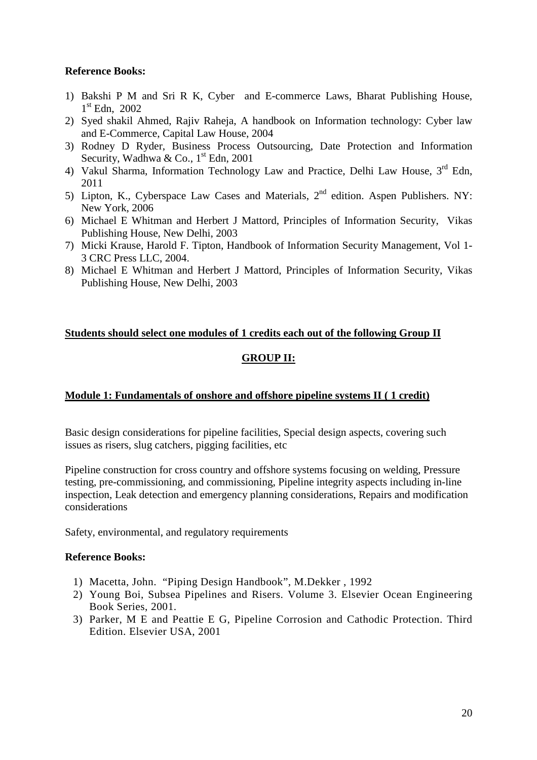**Reference Books:**

1) Bakshi P M and Sri R K, Cyber and E-commerce Laws, Bharat Publishing House, 1st Edn, 2002
2) Syed shakil Ahmed, Rajiv Raheja, A handbook on Information technology: Cyber law and E-Commerce, Capital Law House, 2004
3) Rodney D Ryder, Business Process Outsourcing, Date Protection and Information Security, Wadhwa & Co., 1st Edn, 2001
4) Vakul Sharma, Information Technology Law and Practice, Delhi Law House, 3rd Edn, 2011
5) Lipton, K., Cyberspace Law Cases and Materials, 2nd edition. Aspen Publishers. NY: New York, 2006
6) Michael E Whitman and Herbert J Mattord, Principles of Information Security, Vikas Publishing House, New Delhi, 2003
7) Micki Krause, Harold F. Tipton, Handbook of Information Security Management, Vol 1-3 CRC Press LLC, 2004.
8) Michael E Whitman and Herbert J Mattord, Principles of Information Security, Vikas Publishing House, New Delhi, 2003

**Students should select one modules of 1 credits each out of the following Group II**

## GROUP II:

### Module 1: Fundamentals of onshore and offshore pipeline systems II ( 1 credit)

Basic design considerations for pipeline facilities, Special design aspects, covering such issues as risers, slug catchers, pigging facilities, etc

Pipeline construction for cross country and offshore systems focusing on welding, Pressure testing, pre-commissioning, and commissioning, Pipeline integrity aspects including in-line inspection, Leak detection and emergency planning considerations, Repairs and modification considerations

Safety, environmental, and regulatory requirements

**Reference Books:**

1) Macetta, John. "Piping Design Handbook", M.Dekker , 1992
2) Young Boi, Subsea Pipelines and Risers. Volume 3. Elsevier Ocean Engineering Book Series, 2001.
3) Parker, M E and Peattie E G, Pipeline Corrosion and Cathodic Protection. Third Edition. Elsevier USA, 2001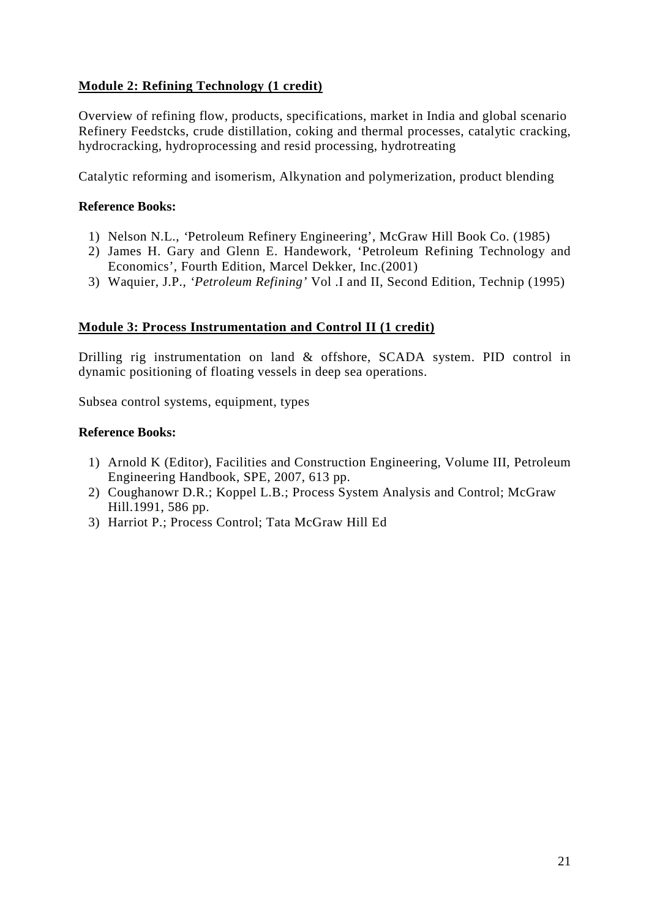**Module 2: Refining Technology (1 credit)**

Overview of refining flow, products, specifications, market in India and global scenario Refinery Feedstcks, crude distillation, coking and thermal processes, catalytic cracking, hydrocracking, hydroprocessing and resid processing, hydrotreating

Catalytic reforming and isomerism, Alkynation and polymerization, product blending

**Reference Books:**

1) Nelson N.L., 'Petroleum Refinery Engineering', McGraw Hill Book Co. (1985)
2) James H. Gary and Glenn E. Handework, 'Petroleum Refining Technology and Economics', Fourth Edition, Marcel Dekker, Inc.(2001)
3) Waquier, J.P., *'Petroleum Refining'* Vol .I and II, Second Edition, Technip (1995)

**Module 3: Process Instrumentation and Control II (1 credit)**

Drilling rig instrumentation on land & offshore, SCADA system. PID control in dynamic positioning of floating vessels in deep sea operations.

Subsea control systems, equipment, types

**Reference Books:**

1) Arnold K (Editor), Facilities and Construction Engineering, Volume III, Petroleum Engineering Handbook, SPE, 2007, 613 pp.
2) Coughanowr D.R.; Koppel L.B.; Process System Analysis and Control; McGraw Hill.1991, 586 pp.
3) Harriot P.; Process Control; Tata McGraw Hill Ed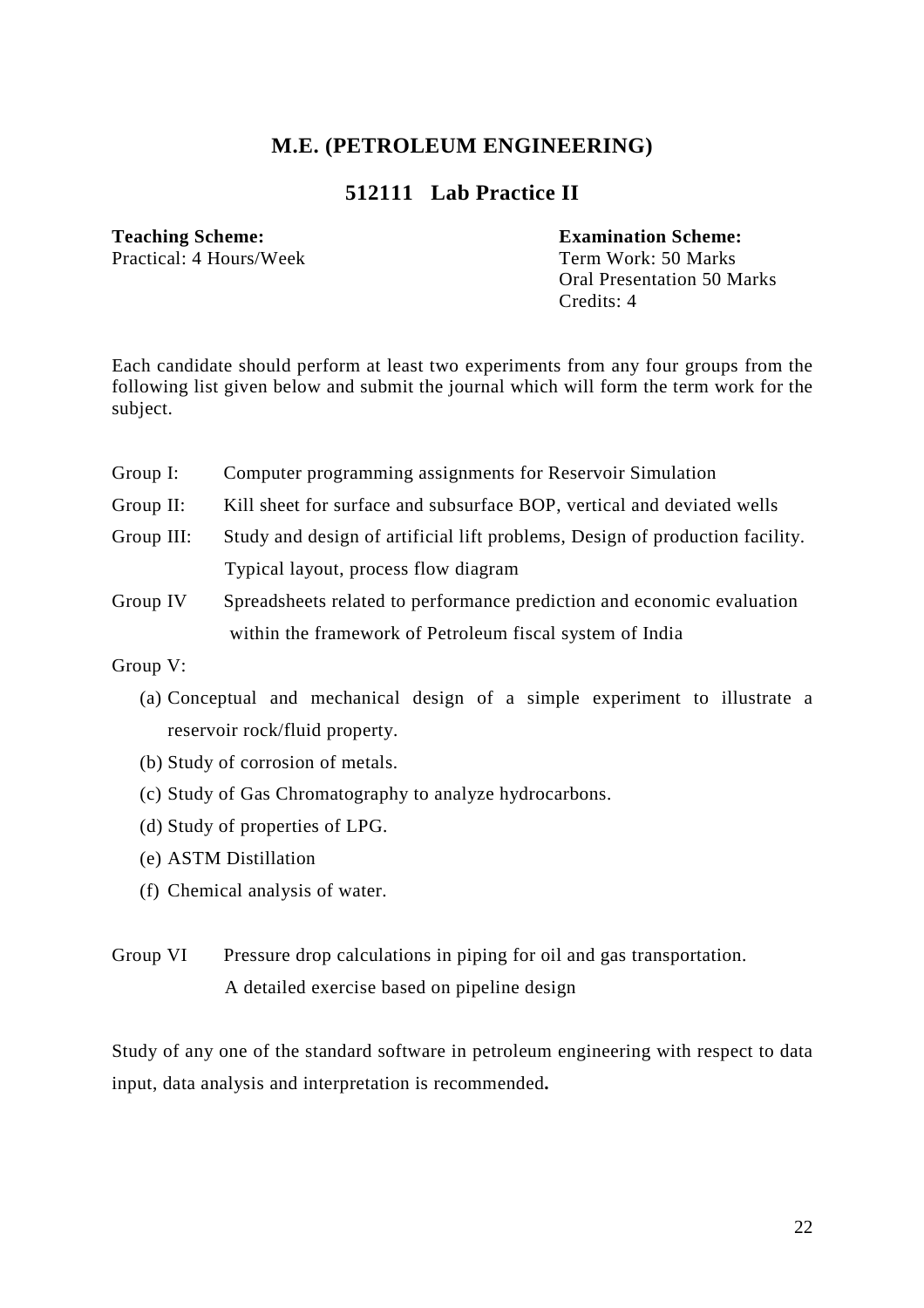## M.E. (PETROLEUM ENGINEERING)

### 512111 Lab Practice II

**Teaching Scheme:**
Practical: 4 Hours/Week

**Examination Scheme:**
Term Work: 50 Marks
Oral Presentation 50 Marks
Credits: 4

Each candidate should perform at least two experiments from any four groups from the following list given below and submit the journal which will form the term work for the subject.

Group I: Computer programming assignments for Reservoir Simulation

Group II: Kill sheet for surface and subsurface BOP, vertical and deviated wells

Group III: Study and design of artificial lift problems, Design of production facility. Typical layout, process flow diagram

Group IV Spreadsheets related to performance prediction and economic evaluation within the framework of Petroleum fiscal system of India

Group V:

(a) Conceptual and mechanical design of a simple experiment to illustrate a reservoir rock/fluid property.
(b) Study of corrosion of metals.
(c) Study of Gas Chromatography to analyze hydrocarbons.
(d) Study of properties of LPG.
(e) ASTM Distillation
(f) Chemical analysis of water.

Group VI Pressure drop calculations in piping for oil and gas transportation. A detailed exercise based on pipeline design

Study of any one of the standard software in petroleum engineering with respect to data input, data analysis and interpretation is recommended**.**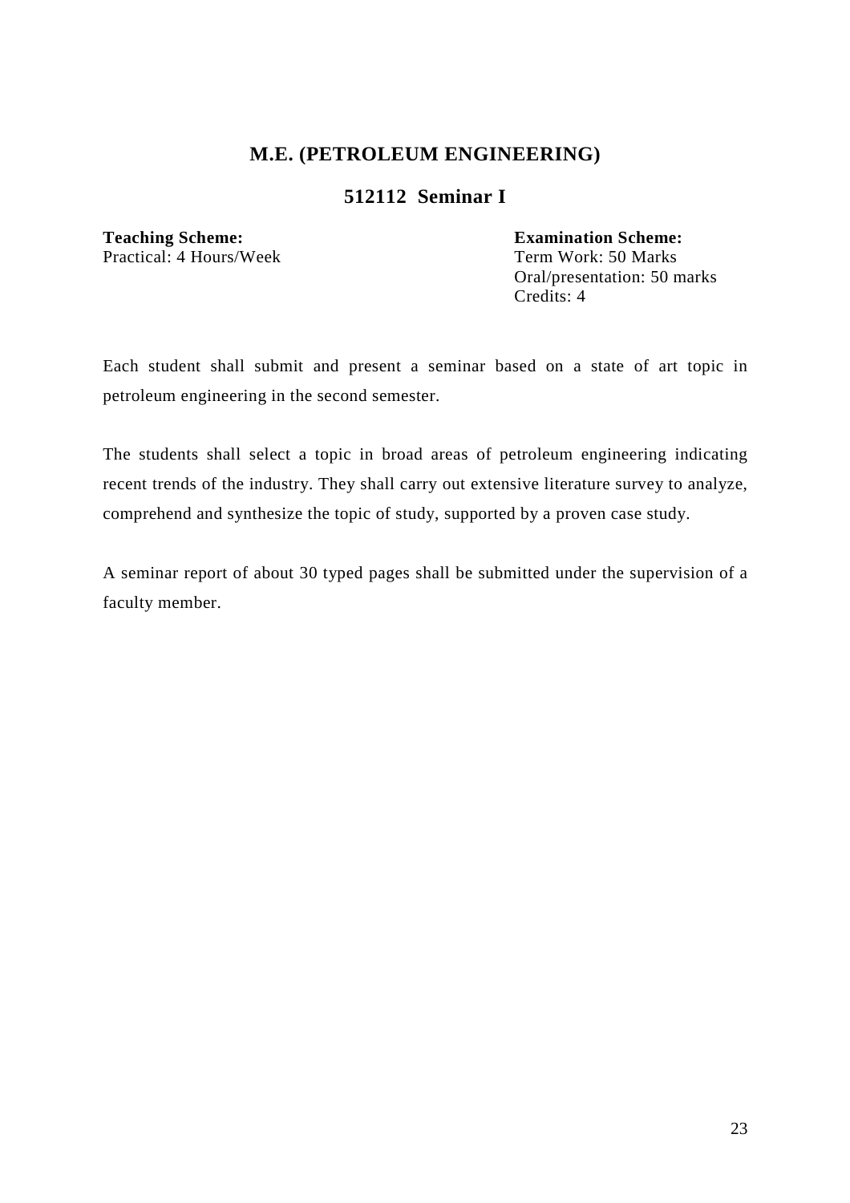# M.E. (PETROLEUM ENGINEERING)

## 512112 Seminar I

**Teaching Scheme:**
Practical: 4 Hours/Week

**Examination Scheme:**
Term Work: 50 Marks
Oral/presentation: 50 marks
Credits: 4

Each student shall submit and present a seminar based on a state of art topic in petroleum engineering in the second semester.

The students shall select a topic in broad areas of petroleum engineering indicating recent trends of the industry. They shall carry out extensive literature survey to analyze, comprehend and synthesize the topic of study, supported by a proven case study.

A seminar report of about 30 typed pages shall be submitted under the supervision of a faculty member.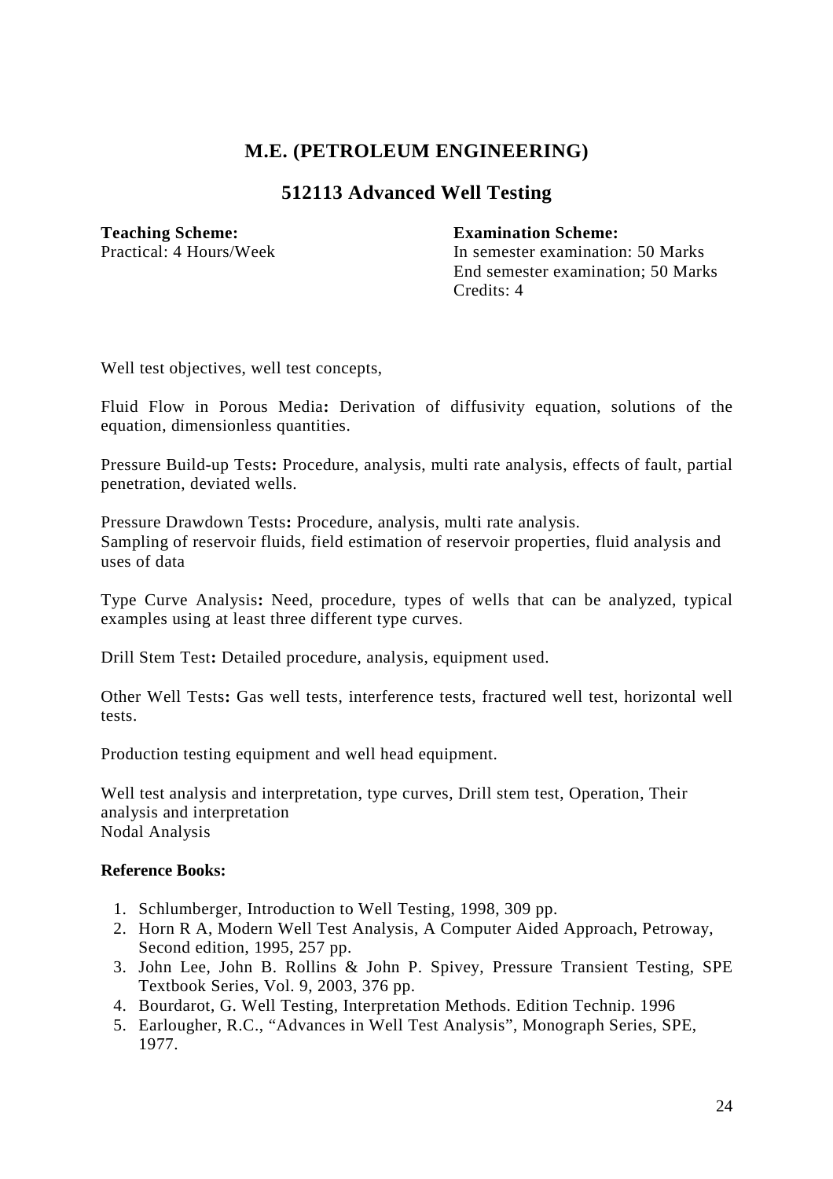# M.E. (PETROLEUM ENGINEERING)

## 512113 Advanced Well Testing

**Teaching Scheme:**
Practical: 4 Hours/Week

**Examination Scheme:**
In semester examination: 50 Marks
End semester examination; 50 Marks
Credits: 4

Well test objectives, well test concepts,

Fluid Flow in Porous Media**:** Derivation of diffusivity equation, solutions of the equation, dimensionless quantities.

Pressure Build-up Tests**:** Procedure, analysis, multi rate analysis, effects of fault, partial penetration, deviated wells.

Pressure Drawdown Tests**:** Procedure, analysis, multi rate analysis.
Sampling of reservoir fluids, field estimation of reservoir properties, fluid analysis and uses of data

Type Curve Analysis**:** Need, procedure, types of wells that can be analyzed, typical examples using at least three different type curves.

Drill Stem Test**:** Detailed procedure, analysis, equipment used.

Other Well Tests**:** Gas well tests, interference tests, fractured well test, horizontal well tests.

Production testing equipment and well head equipment.

Well test analysis and interpretation, type curves, Drill stem test, Operation, Their analysis and interpretation
Nodal Analysis

**Reference Books:**

1. Schlumberger, Introduction to Well Testing, 1998, 309 pp.
2. Horn R A, Modern Well Test Analysis, A Computer Aided Approach, Petroway, Second edition, 1995, 257 pp.
3. John Lee, John B. Rollins & John P. Spivey, Pressure Transient Testing, SPE Textbook Series, Vol. 9, 2003, 376 pp.
4. Bourdarot, G. Well Testing, Interpretation Methods. Edition Technip. 1996
5. Earlougher, R.C., "Advances in Well Test Analysis", Monograph Series, SPE, 1977.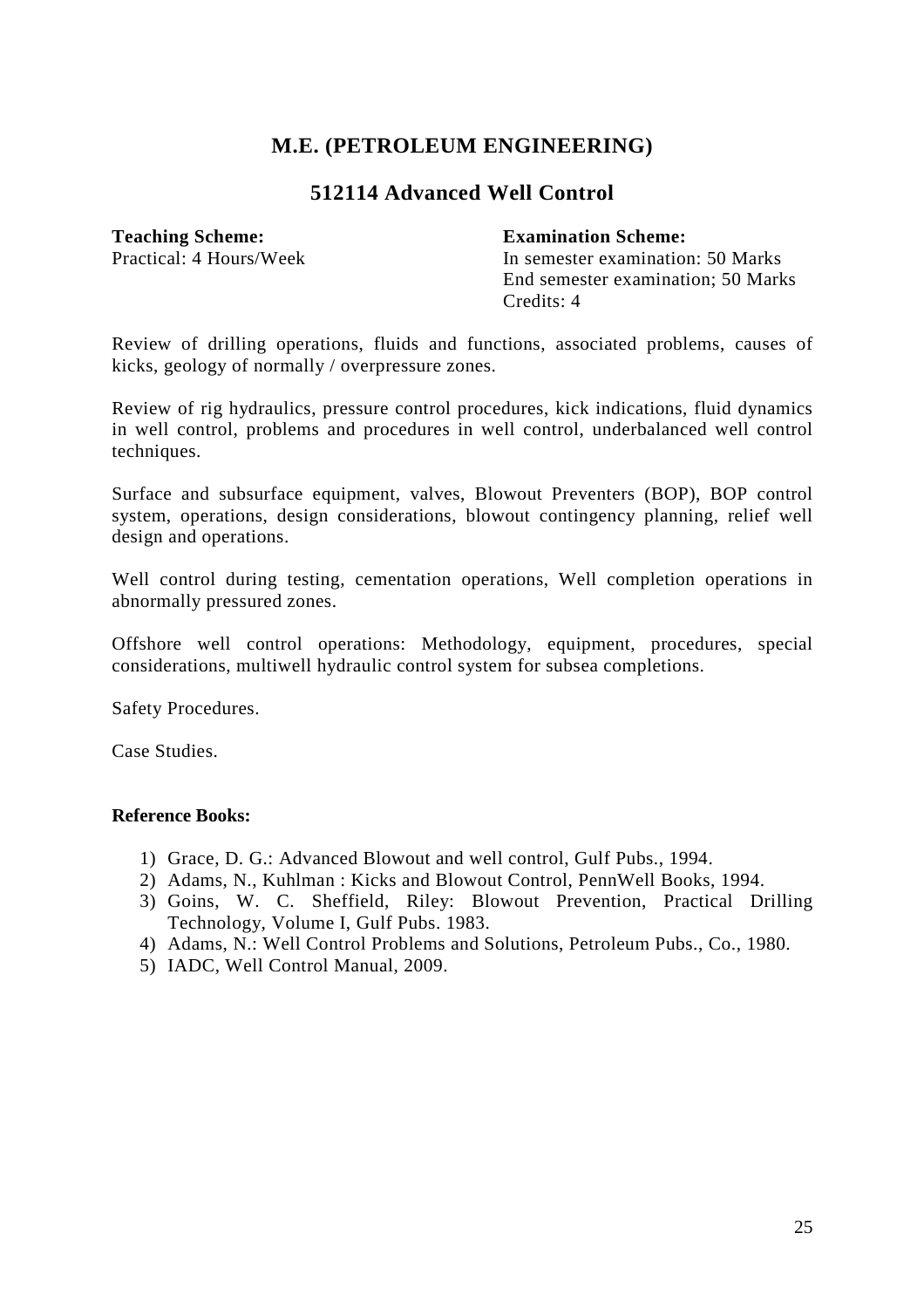# M.E. (PETROLEUM ENGINEERING)

## 512114 Advanced Well Control

**Teaching Scheme:**
Practical: 4 Hours/Week

**Examination Scheme:**
In semester examination: 50 Marks
End semester examination; 50 Marks
Credits: 4

Review of drilling operations, fluids and functions, associated problems, causes of kicks, geology of normally / overpressure zones.

Review of rig hydraulics, pressure control procedures, kick indications, fluid dynamics in well control, problems and procedures in well control, underbalanced well control techniques.

Surface and subsurface equipment, valves, Blowout Preventers (BOP), BOP control system, operations, design considerations, blowout contingency planning, relief well design and operations.

Well control during testing, cementation operations, Well completion operations in abnormally pressured zones.

Offshore well control operations: Methodology, equipment, procedures, special considerations, multiwell hydraulic control system for subsea completions.

Safety Procedures.

Case Studies.

**Reference Books:**

1) Grace, D. G.: Advanced Blowout and well control, Gulf Pubs., 1994.
2) Adams, N., Kuhlman : Kicks and Blowout Control, PennWell Books, 1994.
3) Goins, W. C. Sheffield, Riley: Blowout Prevention, Practical Drilling Technology, Volume I, Gulf Pubs. 1983.
4) Adams, N.: Well Control Problems and Solutions, Petroleum Pubs., Co., 1980.
5) IADC, Well Control Manual, 2009.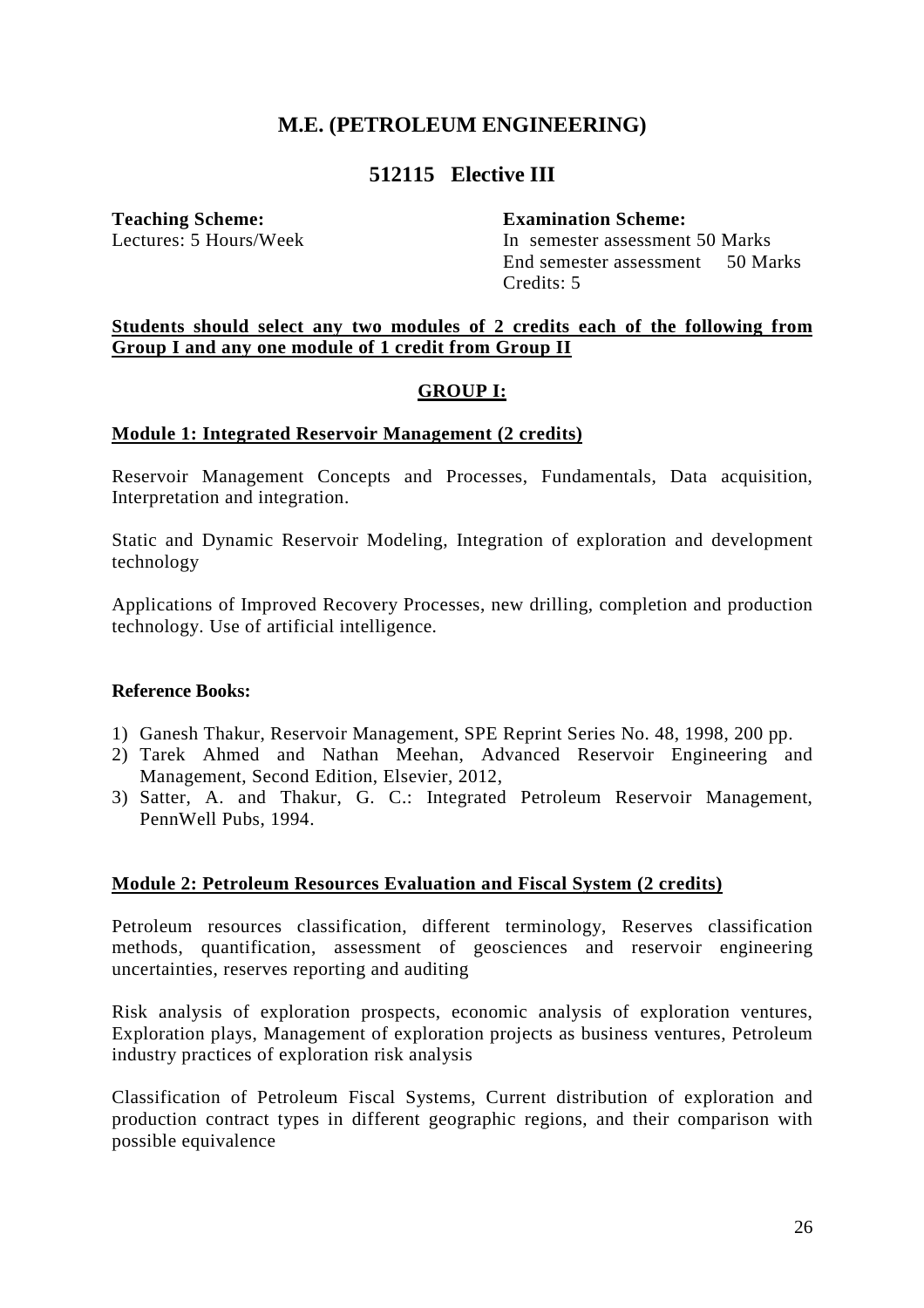# M.E. (PETROLEUM ENGINEERING)

## 512115 Elective III

**Teaching Scheme:**
Lectures: 5 Hours/Week

**Examination Scheme:**
In semester assessment 50 Marks
End semester assessment 50 Marks
Credits: 5

**Students should select any two modules of 2 credits each of the following from Group I and any one module of 1 credit from Group II**

### GROUP I:

**Module 1: Integrated Reservoir Management (2 credits)**

Reservoir Management Concepts and Processes, Fundamentals, Data acquisition, Interpretation and integration.

Static and Dynamic Reservoir Modeling, Integration of exploration and development technology

Applications of Improved Recovery Processes, new drilling, completion and production technology. Use of artificial intelligence.

**Reference Books:**

1) Ganesh Thakur, Reservoir Management, SPE Reprint Series No. 48, 1998, 200 pp.
2) Tarek Ahmed and Nathan Meehan, Advanced Reservoir Engineering and Management, Second Edition, Elsevier, 2012,
3) Satter, A. and Thakur, G. C.: Integrated Petroleum Reservoir Management, PennWell Pubs, 1994.

**Module 2: Petroleum Resources Evaluation and Fiscal System (2 credits)**

Petroleum resources classification, different terminology, Reserves classification methods, quantification, assessment of geosciences and reservoir engineering uncertainties, reserves reporting and auditing

Risk analysis of exploration prospects, economic analysis of exploration ventures, Exploration plays, Management of exploration projects as business ventures, Petroleum industry practices of exploration risk analysis

Classification of Petroleum Fiscal Systems, Current distribution of exploration and production contract types in different geographic regions, and their comparison with possible equivalence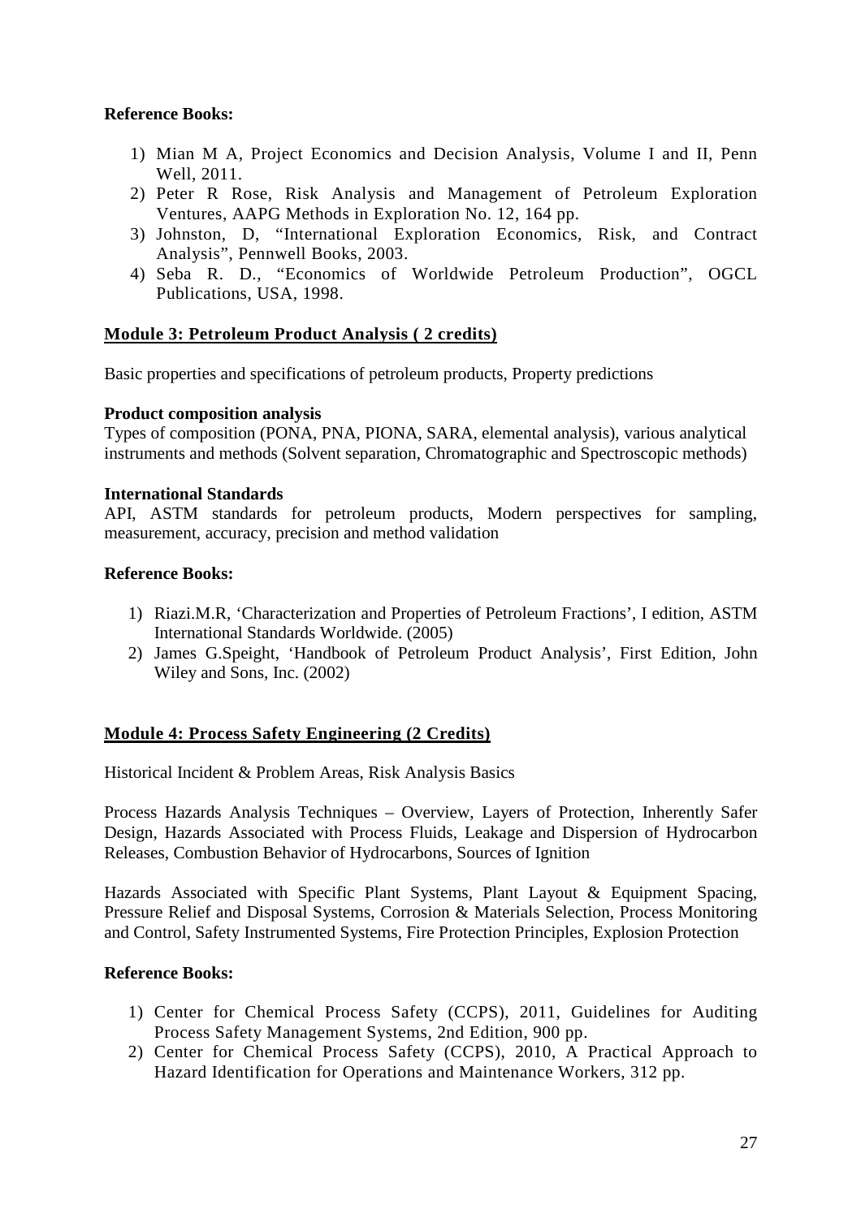**Reference Books:**

1) Mian M A, Project Economics and Decision Analysis, Volume I and II, Penn Well, 2011.
2) Peter R Rose, Risk Analysis and Management of Petroleum Exploration Ventures, AAPG Methods in Exploration No. 12, 164 pp.
3) Johnston, D, "International Exploration Economics, Risk, and Contract Analysis", Pennwell Books, 2003.
4) Seba R. D., "Economics of Worldwide Petroleum Production", OGCL Publications, USA, 1998.

## Module 3: Petroleum Product Analysis ( 2 credits)

Basic properties and specifications of petroleum products, Property predictions

**Product composition analysis**
Types of composition (PONA, PNA, PIONA, SARA, elemental analysis), various analytical instruments and methods (Solvent separation, Chromatographic and Spectroscopic methods)

**International Standards**
API, ASTM standards for petroleum products, Modern perspectives for sampling, measurement, accuracy, precision and method validation

**Reference Books:**

1) Riazi.M.R, 'Characterization and Properties of Petroleum Fractions', I edition, ASTM International Standards Worldwide. (2005)
2) James G.Speight, 'Handbook of Petroleum Product Analysis', First Edition, John Wiley and Sons, Inc. (2002)

## Module 4: Process Safety Engineering (2 Credits)

Historical Incident & Problem Areas, Risk Analysis Basics

Process Hazards Analysis Techniques – Overview, Layers of Protection, Inherently Safer Design, Hazards Associated with Process Fluids, Leakage and Dispersion of Hydrocarbon Releases, Combustion Behavior of Hydrocarbons, Sources of Ignition

Hazards Associated with Specific Plant Systems, Plant Layout & Equipment Spacing, Pressure Relief and Disposal Systems, Corrosion & Materials Selection, Process Monitoring and Control, Safety Instrumented Systems, Fire Protection Principles, Explosion Protection

**Reference Books:**

1) Center for Chemical Process Safety (CCPS), 2011, Guidelines for Auditing Process Safety Management Systems, 2nd Edition, 900 pp.
2) Center for Chemical Process Safety (CCPS), 2010, A Practical Approach to Hazard Identification for Operations and Maintenance Workers, 312 pp.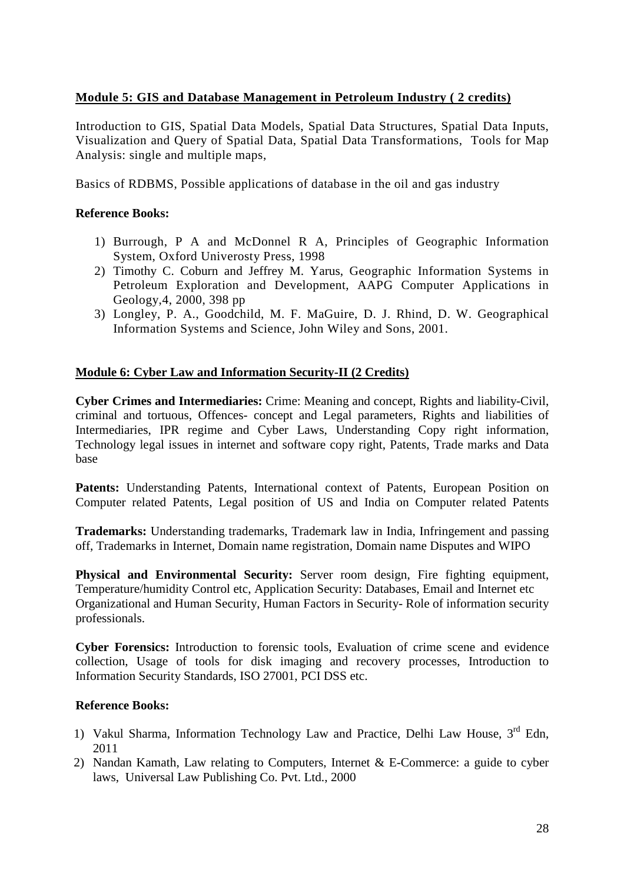**Module 5: GIS and Database Management in Petroleum Industry ( 2 credits)**

Introduction to GIS, Spatial Data Models, Spatial Data Structures, Spatial Data Inputs, Visualization and Query of Spatial Data, Spatial Data Transformations, Tools for Map Analysis: single and multiple maps,

Basics of RDBMS, Possible applications of database in the oil and gas industry

**Reference Books:**

1) Burrough, P A and McDonnel R A, Principles of Geographic Information System, Oxford Univerosty Press, 1998
2) Timothy C. Coburn and Jeffrey M. Yarus, Geographic Information Systems in Petroleum Exploration and Development, AAPG Computer Applications in Geology,4, 2000, 398 pp
3) Longley, P. A., Goodchild, M. F. MaGuire, D. J. Rhind, D. W. Geographical Information Systems and Science, John Wiley and Sons, 2001.

**Module 6: Cyber Law and Information Security-II (2 Credits)**

**Cyber Crimes and Intermediaries:** Crime: Meaning and concept, Rights and liability-Civil, criminal and tortuous, Offences- concept and Legal parameters, Rights and liabilities of Intermediaries, IPR regime and Cyber Laws, Understanding Copy right information, Technology legal issues in internet and software copy right, Patents, Trade marks and Data base

**Patents:** Understanding Patents, International context of Patents, European Position on Computer related Patents, Legal position of US and India on Computer related Patents

**Trademarks:** Understanding trademarks, Trademark law in India, Infringement and passing off, Trademarks in Internet, Domain name registration, Domain name Disputes and WIPO

**Physical and Environmental Security:** Server room design, Fire fighting equipment, Temperature/humidity Control etc, Application Security: Databases, Email and Internet etc Organizational and Human Security, Human Factors in Security- Role of information security professionals.

**Cyber Forensics:** Introduction to forensic tools, Evaluation of crime scene and evidence collection, Usage of tools for disk imaging and recovery processes, Introduction to Information Security Standards, ISO 27001, PCI DSS etc.

**Reference Books:**

1) Vakul Sharma, Information Technology Law and Practice, Delhi Law House, 3rd Edn, 2011
2) Nandan Kamath, Law relating to Computers, Internet & E-Commerce: a guide to cyber laws, Universal Law Publishing Co. Pvt. Ltd., 2000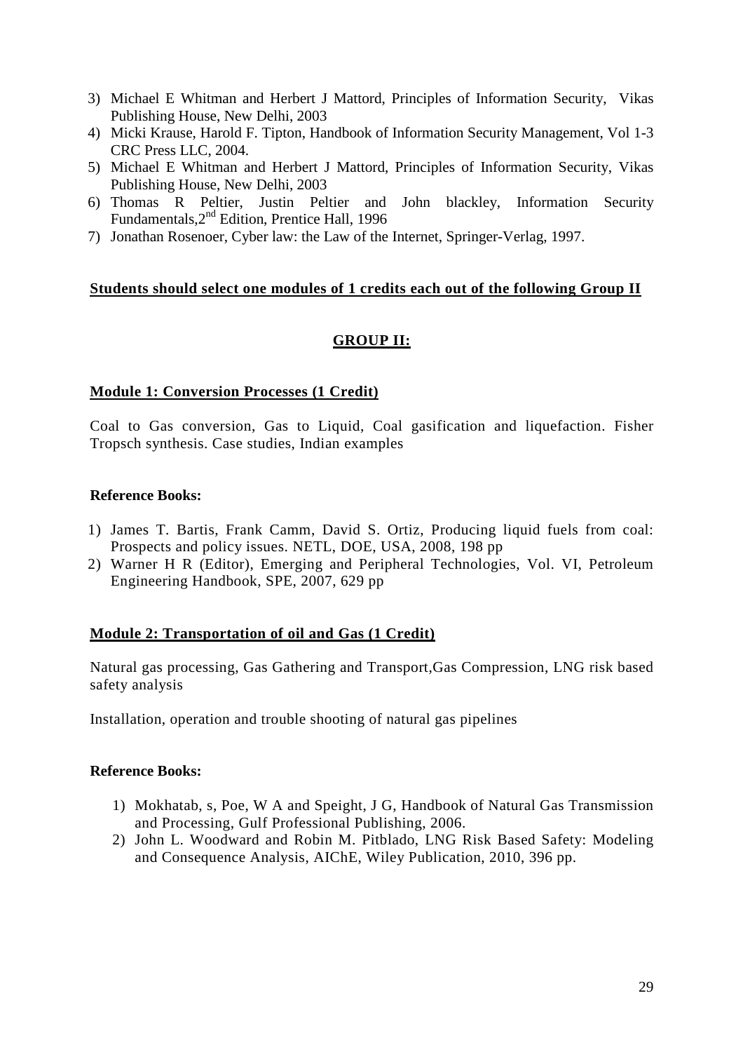3) Michael E Whitman and Herbert J Mattord, Principles of Information Security, Vikas Publishing House, New Delhi, 2003
4) Micki Krause, Harold F. Tipton, Handbook of Information Security Management, Vol 1-3 CRC Press LLC, 2004.
5) Michael E Whitman and Herbert J Mattord, Principles of Information Security, Vikas Publishing House, New Delhi, 2003
6) Thomas R Peltier, Justin Peltier and John blackley, Information Security Fundamentals,2nd Edition, Prentice Hall, 1996
7) Jonathan Rosenoer, Cyber law: the Law of the Internet, Springer-Verlag, 1997.

**<u>Students should select one modules of 1 credits each out of the following Group II</u>**

## <u>GROUP II:</u>

### <u>Module 1: Conversion Processes (1 Credit)</u>

Coal to Gas conversion, Gas to Liquid, Coal gasification and liquefaction. Fisher Tropsch synthesis. Case studies, Indian examples

**Reference Books:**

1) James T. Bartis, Frank Camm, David S. Ortiz, Producing liquid fuels from coal: Prospects and policy issues. NETL, DOE, USA, 2008, 198 pp
2) Warner H R (Editor), Emerging and Peripheral Technologies, Vol. VI, Petroleum Engineering Handbook, SPE, 2007, 629 pp

### <u>Module 2: Transportation of oil and Gas (1 Credit)</u>

Natural gas processing, Gas Gathering and Transport,Gas Compression, LNG risk based safety analysis

Installation, operation and trouble shooting of natural gas pipelines

**Reference Books:**

1) Mokhatab, s, Poe, W A and Speight, J G, Handbook of Natural Gas Transmission and Processing, Gulf Professional Publishing, 2006.
2) John L. Woodward and Robin M. Pitblado, LNG Risk Based Safety: Modeling and Consequence Analysis, AIChE, Wiley Publication, 2010, 396 pp.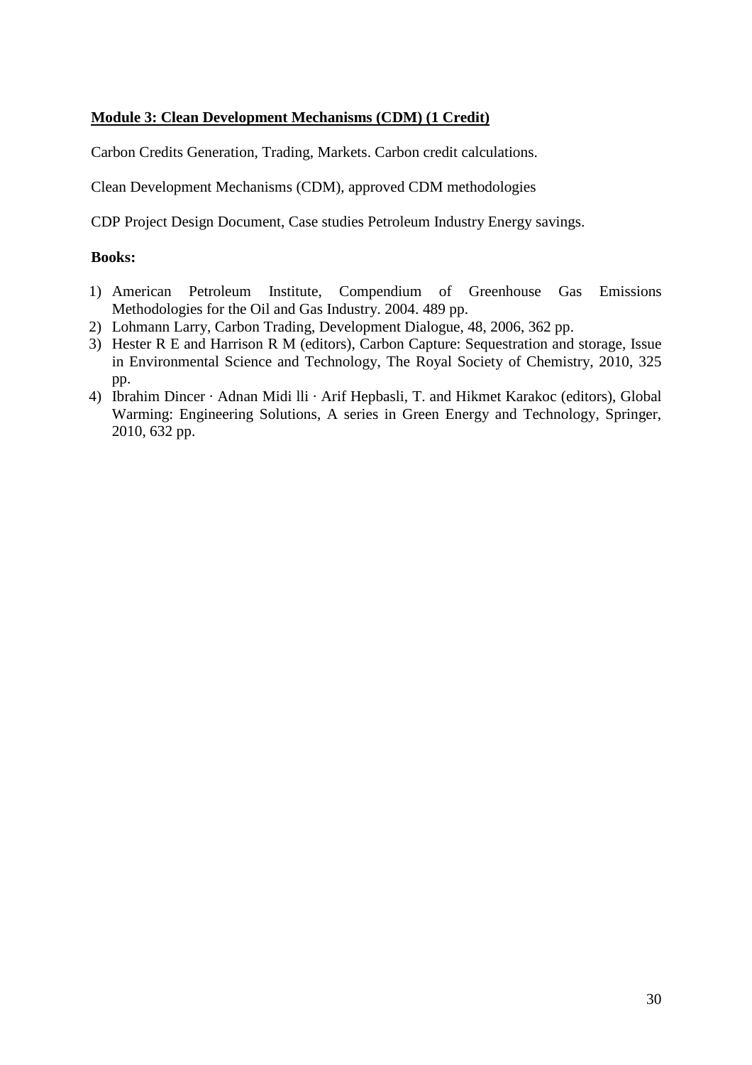**Module 3: Clean Development Mechanisms (CDM) (1 Credit)**

Carbon Credits Generation, Trading, Markets. Carbon credit calculations.

Clean Development Mechanisms (CDM), approved CDM methodologies

CDP Project Design Document, Case studies Petroleum Industry Energy savings.

**Books:**

1) American Petroleum Institute, Compendium of Greenhouse Gas Emissions Methodologies for the Oil and Gas Industry. 2004. 489 pp.
2) Lohmann Larry, Carbon Trading, Development Dialogue, 48, 2006, 362 pp.
3) Hester R E and Harrison R M (editors), Carbon Capture: Sequestration and storage, Issue in Environmental Science and Technology, The Royal Society of Chemistry, 2010, 325 pp.
4) Ibrahim Dincer · Adnan Midi lli · Arif Hepbasli, T. and Hikmet Karakoc (editors), Global Warming: Engineering Solutions, A series in Green Energy and Technology, Springer, 2010, 632 pp.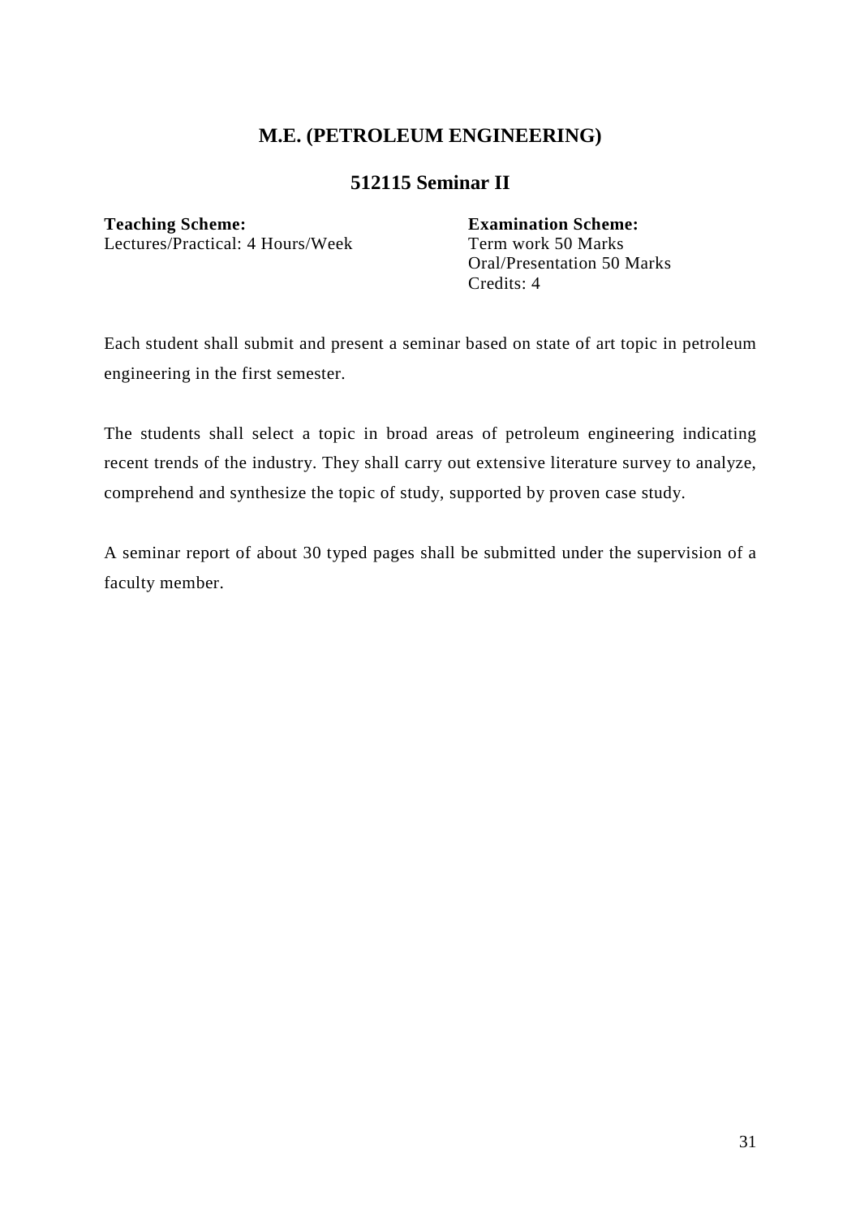# M.E. (PETROLEUM ENGINEERING)

## 512115 Seminar II

**Teaching Scheme:**
Lectures/Practical: 4 Hours/Week

**Examination Scheme:**
Term work 50 Marks
Oral/Presentation 50 Marks
Credits: 4

Each student shall submit and present a seminar based on state of art topic in petroleum engineering in the first semester.

The students shall select a topic in broad areas of petroleum engineering indicating recent trends of the industry. They shall carry out extensive literature survey to analyze, comprehend and synthesize the topic of study, supported by proven case study.

A seminar report of about 30 typed pages shall be submitted under the supervision of a faculty member.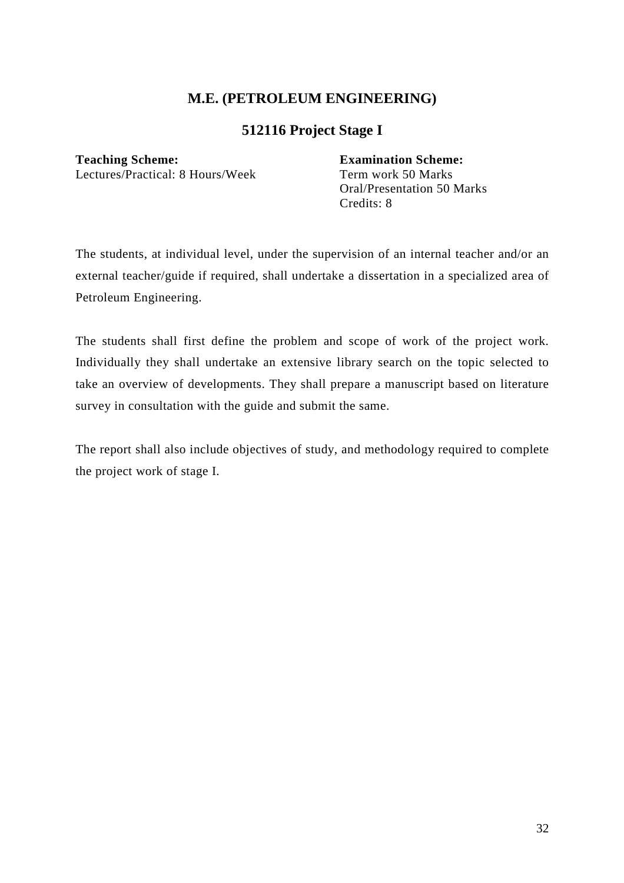# M.E. (PETROLEUM ENGINEERING)

## 512116 Project Stage I

**Teaching Scheme:**
Lectures/Practical: 8 Hours/Week

**Examination Scheme:**
Term work 50 Marks
Oral/Presentation 50 Marks
Credits: 8

The students, at individual level, under the supervision of an internal teacher and/or an external teacher/guide if required, shall undertake a dissertation in a specialized area of Petroleum Engineering.

The students shall first define the problem and scope of work of the project work. Individually they shall undertake an extensive library search on the topic selected to take an overview of developments. They shall prepare a manuscript based on literature survey in consultation with the guide and submit the same.

The report shall also include objectives of study, and methodology required to complete the project work of stage I.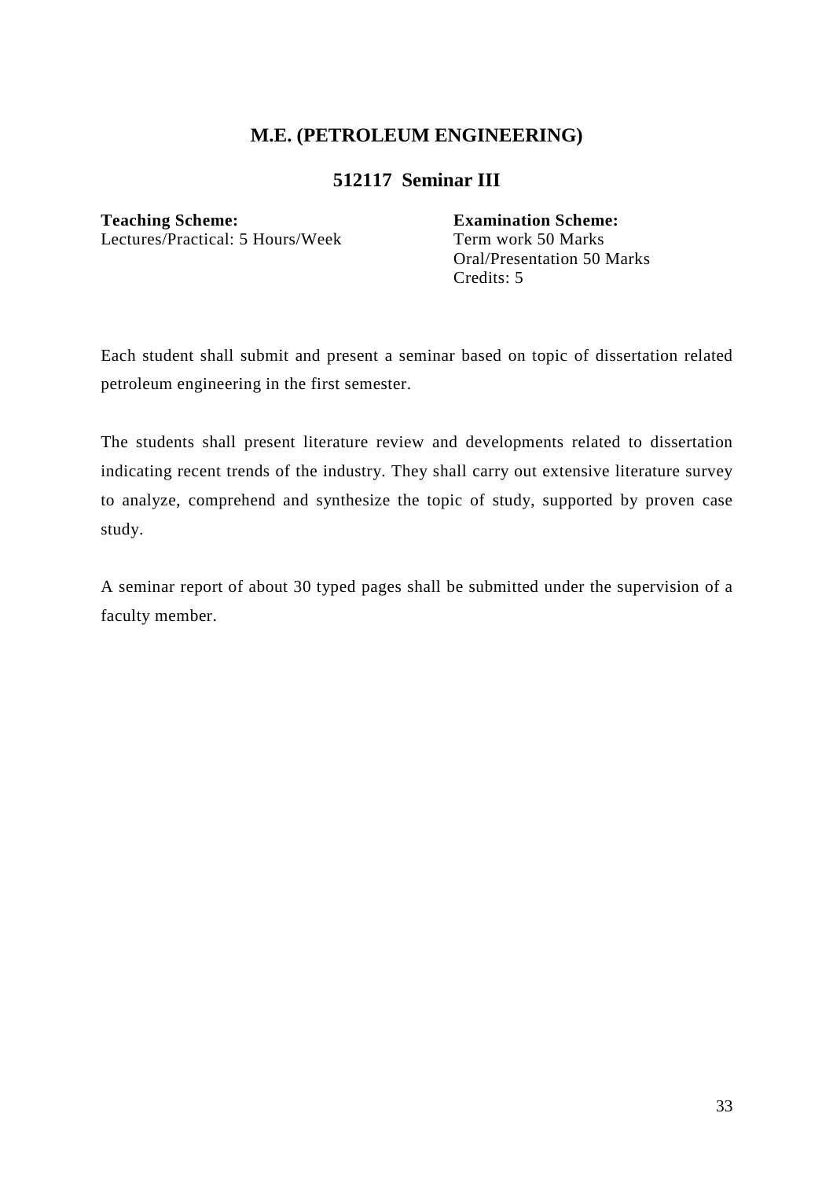# M.E. (PETROLEUM ENGINEERING)

## 512117 Seminar III

**Teaching Scheme:**
Lectures/Practical: 5 Hours/Week

**Examination Scheme:**
Term work 50 Marks
Oral/Presentation 50 Marks
Credits: 5

Each student shall submit and present a seminar based on topic of dissertation related petroleum engineering in the first semester.

The students shall present literature review and developments related to dissertation indicating recent trends of the industry. They shall carry out extensive literature survey to analyze, comprehend and synthesize the topic of study, supported by proven case study.

A seminar report of about 30 typed pages shall be submitted under the supervision of a faculty member.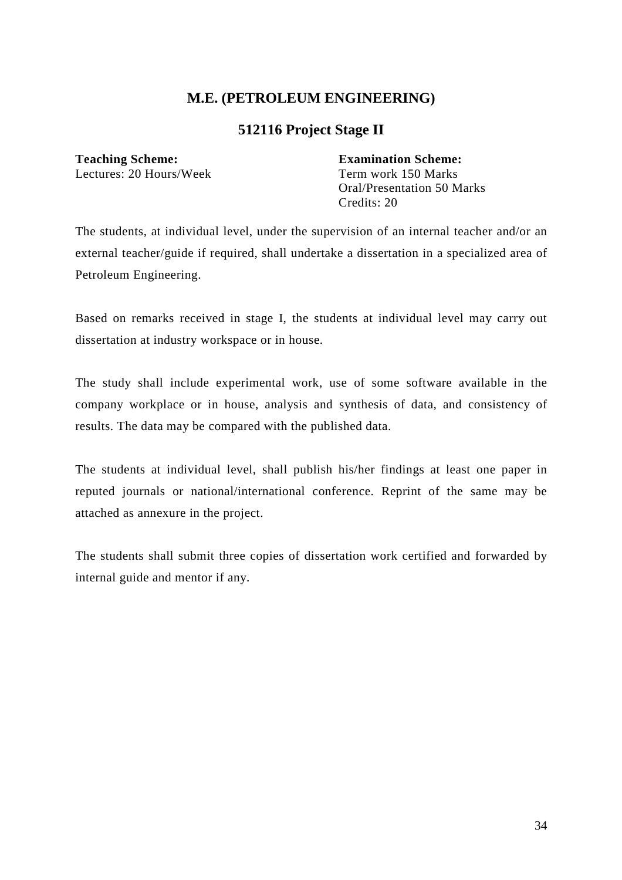# M.E. (PETROLEUM ENGINEERING)

## 512116 Project Stage II

**Teaching Scheme:**
Lectures: 20 Hours/Week

**Examination Scheme:**
Term work 150 Marks
Oral/Presentation 50 Marks
Credits: 20

The students, at individual level, under the supervision of an internal teacher and/or an external teacher/guide if required, shall undertake a dissertation in a specialized area of Petroleum Engineering.

Based on remarks received in stage I, the students at individual level may carry out dissertation at industry workspace or in house.

The study shall include experimental work, use of some software available in the company workplace or in house, analysis and synthesis of data, and consistency of results. The data may be compared with the published data.

The students at individual level, shall publish his/her findings at least one paper in reputed journals or national/international conference. Reprint of the same may be attached as annexure in the project.

The students shall submit three copies of dissertation work certified and forwarded by internal guide and mentor if any.